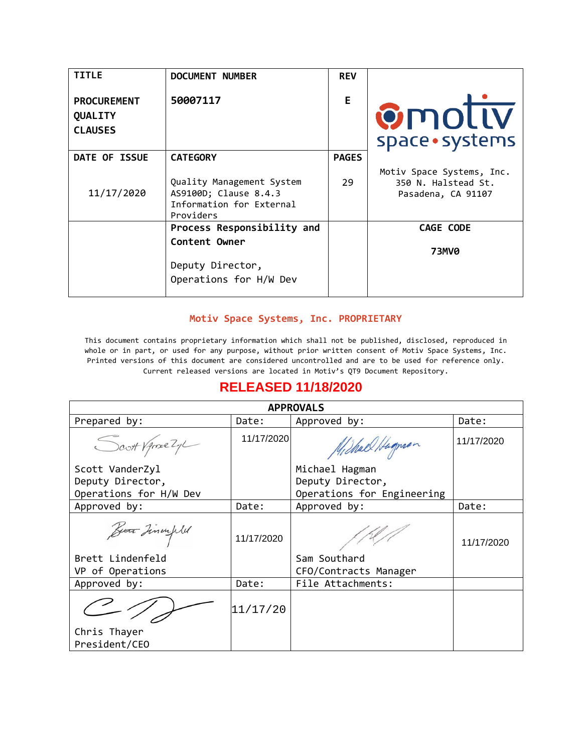| TITLE | DOCUMENT NUMBER | REV | |
|---|---|---|---|
| **PROCUREMENT QUALITY CLAUSES** | **50007117** | **E** | motiv space • systems |
| **DATE OF ISSUE** | **CATEGORY** | **PAGES** | |
| 11/17/2020 | Quality Management System AS9100D; Clause 8.4.3 Information for External Providers | 29 | Motiv Space Systems, Inc. 350 N. Halstead St. Pasadena, CA 91107 |
| | **Process Responsibility and Content Owner** Deputy Director, Operations for H/W Dev | | **CAGE CODE** **73MV0** |

**Motiv Space Systems, Inc. PROPRIETARY**

This document contains proprietary information which shall not be published, disclosed, reproduced in whole or in part, or used for any purpose, without prior written consent of Motiv Space Systems, Inc. Printed versions of this document are considered uncontrolled and are to be used for reference only. Current released versions are located in Motiv's QT9 Document Repository.

**RELEASED 11/18/2020**

| APPROVALS | | | |
|---|---|---|---|
| Prepared by: | Date: | Approved by: | Date: |
| Scott VanderZyl<br>Deputy Director,<br>Operations for H/W Dev | 11/17/2020 | Michael Hagman<br>Deputy Director,<br>Operations for Engineering | 11/17/2020 |
| Approved by: | Date: | Approved by: | Date: |
| Brett Lindenfeld<br>VP of Operations | 11/17/2020 | Sam Southard<br>CFO/Contracts Manager | 11/17/2020 |
| Approved by: | Date: | File Attachments: | |
| Chris Thayer<br>President/CEO | 11/17/20 | | |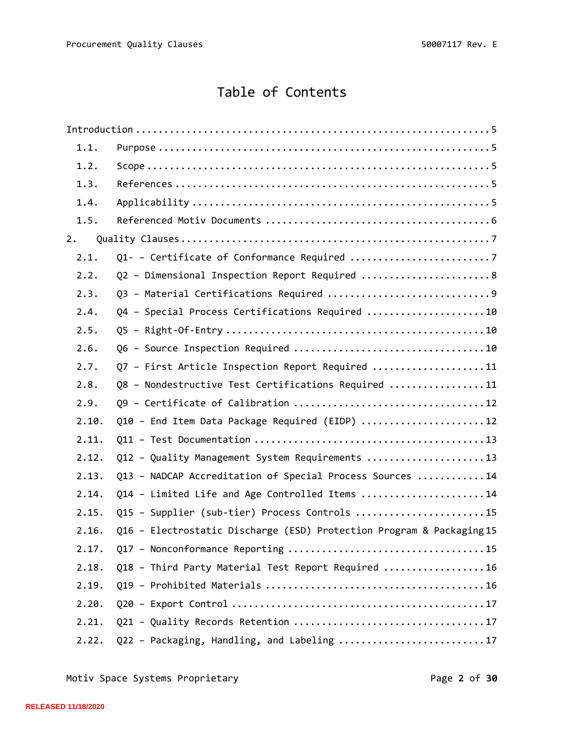# Table of Contents

Introduction ....................................................... 5

- 1.1. Purpose ....................................................... 5
- 1.2. Scope ....................................................... 5
- 1.3. References ....................................................... 5
- 1.4. Applicability ....................................................... 5
- 1.5. Referenced Motiv Documents ....................................................... 6

2. Quality Clauses ....................................................... 7

- 2.1. Q1- – Certificate of Conformance Required ....................................................... 7
- 2.2. Q2 – Dimensional Inspection Report Required ....................................................... 8
- 2.3. Q3 – Material Certifications Required ....................................................... 9
- 2.4. Q4 – Special Process Certifications Required ....................................................... 10
- 2.5. Q5 – Right-Of-Entry ....................................................... 10
- 2.6. Q6 – Source Inspection Required ....................................................... 10
- 2.7. Q7 – First Article Inspection Report Required ....................................................... 11
- 2.8. Q8 – Nondestructive Test Certifications Required ....................................................... 11
- 2.9. Q9 – Certificate of Calibration ....................................................... 12
- 2.10. Q10 – End Item Data Package Required (EIDP) ....................................................... 12
- 2.11. Q11 – Test Documentation ....................................................... 13
- 2.12. Q12 – Quality Management System Requirements ....................................................... 13
- 2.13. Q13 – NADCAP Accreditation of Special Process Sources ....................................................... 14
- 2.14. Q14 – Limited Life and Age Controlled Items ....................................................... 14
- 2.15. Q15 – Supplier (sub-tier) Process Controls ....................................................... 15
- 2.16. Q16 – Electrostatic Discharge (ESD) Protection Program & Packaging ....................................................... 15
- 2.17. Q17 – Nonconformance Reporting ....................................................... 15
- 2.18. Q18 – Third Party Material Test Report Required ....................................................... 16
- 2.19. Q19 – Prohibited Materials ....................................................... 16
- 2.20. Q20 – Export Control ....................................................... 17
- 2.21. Q21 – Quality Records Retention ....................................................... 17
- 2.22. Q22 – Packaging, Handling, and Labeling ....................................................... 17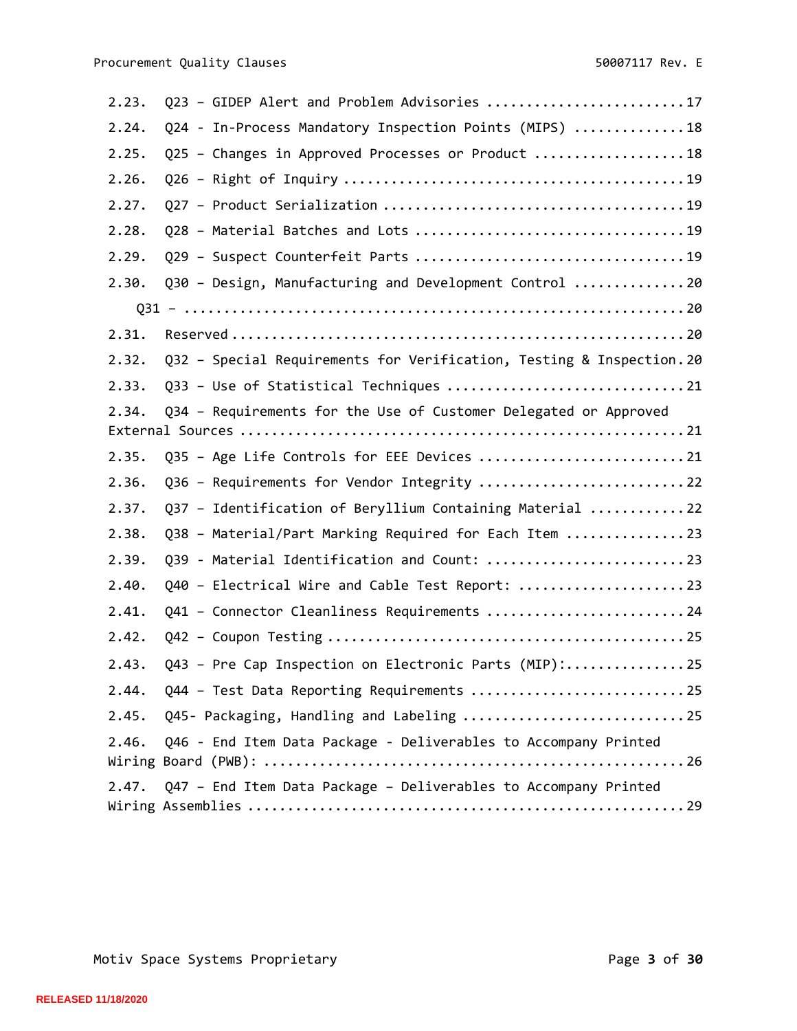2.23. Q23 – GIDEP Alert and Problem Advisories .......................... 17

2.24. Q24 - In-Process Mandatory Inspection Points (MIPS) .............. 18

2.25. Q25 – Changes in Approved Processes or Product .................... 18

2.26. Q26 – Right of Inquiry ........................................... 19

2.27. Q27 – Product Serialization ...................................... 19

2.28. Q28 – Material Batches and Lots .................................. 19

2.29. Q29 – Suspect Counterfeit Parts .................................. 19

2.30. Q30 – Design, Manufacturing and Development Control .............. 20

Q31 – ......................................................................... 20

2.31. Reserved ......................................................... 20

2.32. Q32 – Special Requirements for Verification, Testing & Inspection. 20

2.33. Q33 – Use of Statistical Techniques .............................. 21

2.34. Q34 – Requirements for the Use of Customer Delegated or Approved External Sources ...................................................... 21

2.35. Q35 – Age Life Controls for EEE Devices .......................... 21

2.36. Q36 – Requirements for Vendor Integrity .......................... 22

2.37. Q37 – Identification of Beryllium Containing Material ............ 22

2.38. Q38 – Material/Part Marking Required for Each Item ............... 23

2.39. Q39 - Material Identification and Count: ......................... 23

2.40. Q40 – Electrical Wire and Cable Test Report: ..................... 23

2.41. Q41 – Connector Cleanliness Requirements .......................... 24

2.42. Q42 – Coupon Testing .............................................. 25

2.43. Q43 – Pre Cap Inspection on Electronic Parts (MIP):................ 25

2.44. Q44 – Test Data Reporting Requirements ............................ 25

2.45. Q45- Packaging, Handling and Labeling ............................. 25

2.46. Q46 - End Item Data Package - Deliverables to Accompany Printed Wiring Board (PWB): ................................................. 26

2.47. Q47 – End Item Data Package – Deliverables to Accompany Printed Wiring Assemblies ...................................................... 29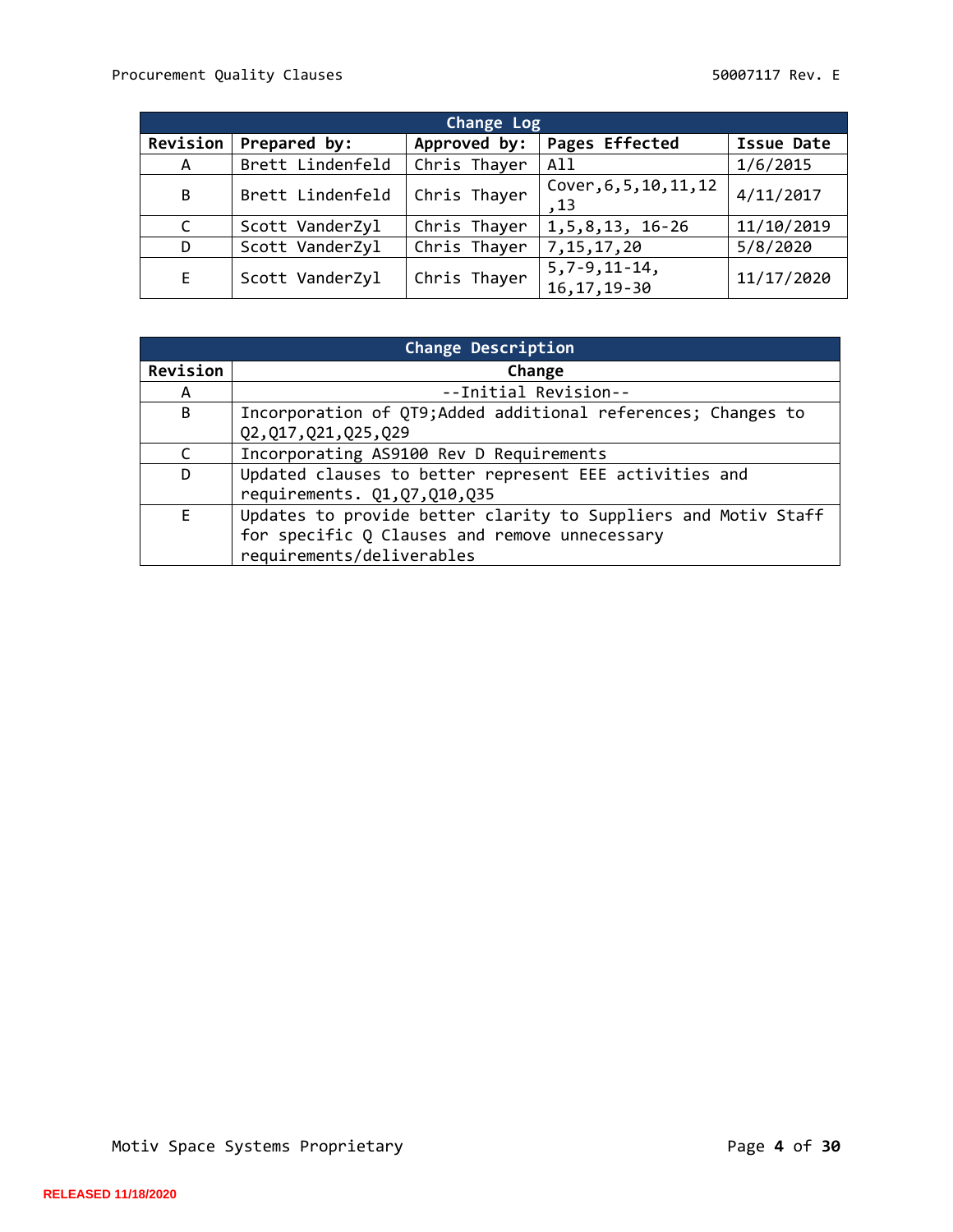| Change Log | | | | |
|---|---|---|---|---|
| **Revision** | **Prepared by:** | **Approved by:** | **Pages Effected** | **Issue Date** |
| A | Brett Lindenfeld | Chris Thayer | All | 1/6/2015 |
| B | Brett Lindenfeld | Chris Thayer | Cover,6,5,10,11,12,13 | 4/11/2017 |
| C | Scott VanderZyl | Chris Thayer | 1,5,8,13, 16-26 | 11/10/2019 |
| D | Scott VanderZyl | Chris Thayer | 7,15,17,20 | 5/8/2020 |
| E | Scott VanderZyl | Chris Thayer | 5,7-9,11-14, 16,17,19-30 | 11/17/2020 |

| Change Description | |
|---|---|
| **Revision** | **Change** |
| A | --Initial Revision-- |
| B | Incorporation of QT9;Added additional references; Changes to Q2,Q17,Q21,Q25,Q29 |
| C | Incorporating AS9100 Rev D Requirements |
| D | Updated clauses to better represent EEE activities and requirements. Q1,Q7,Q10,Q35 |
| E | Updates to provide better clarity to Suppliers and Motiv Staff for specific Q Clauses and remove unnecessary requirements/deliverables |

RELEASED 11/18/2020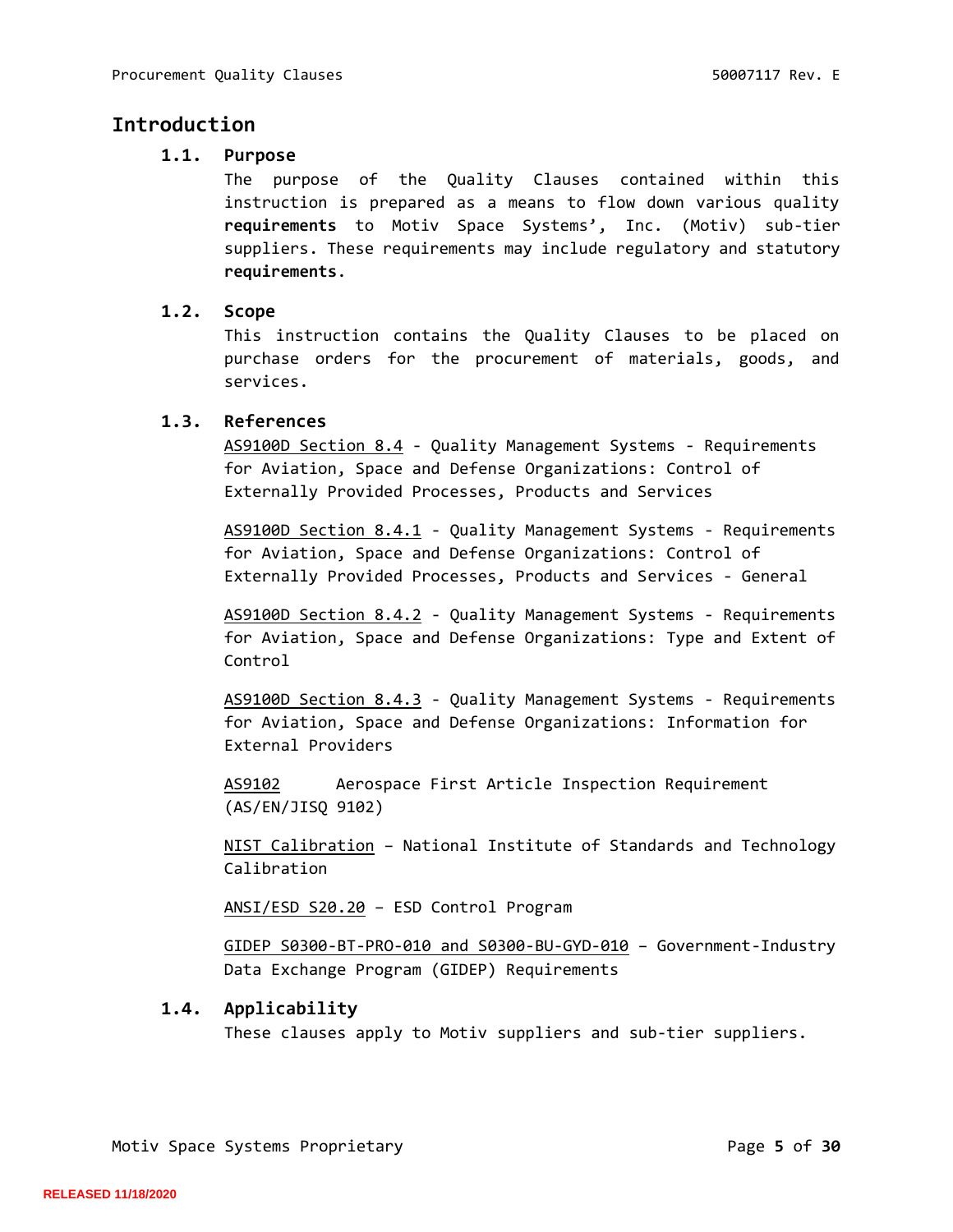# Introduction

## 1.1. Purpose

The purpose of the Quality Clauses contained within this instruction is prepared as a means to flow down various quality **requirements** to Motiv Space Systems', Inc. (Motiv) sub-tier suppliers. These requirements may include regulatory and statutory **requirements**.

## 1.2. Scope

This instruction contains the Quality Clauses to be placed on purchase orders for the procurement of materials, goods, and services.

## 1.3. References

AS9100D Section 8.4 - Quality Management Systems - Requirements for Aviation, Space and Defense Organizations: Control of Externally Provided Processes, Products and Services

AS9100D Section 8.4.1 - Quality Management Systems - Requirements for Aviation, Space and Defense Organizations: Control of Externally Provided Processes, Products and Services - General

AS9100D Section 8.4.2 - Quality Management Systems - Requirements for Aviation, Space and Defense Organizations: Type and Extent of Control

AS9100D Section 8.4.3 - Quality Management Systems - Requirements for Aviation, Space and Defense Organizations: Information for External Providers

AS9102 Aerospace First Article Inspection Requirement (AS/EN/JISQ 9102)

NIST Calibration – National Institute of Standards and Technology Calibration

ANSI/ESD S20.20 – ESD Control Program

GIDEP S0300-BT-PRO-010 and S0300-BU-GYD-010 – Government-Industry Data Exchange Program (GIDEP) Requirements

## 1.4. Applicability

These clauses apply to Motiv suppliers and sub-tier suppliers.

RELEASED 11/18/2020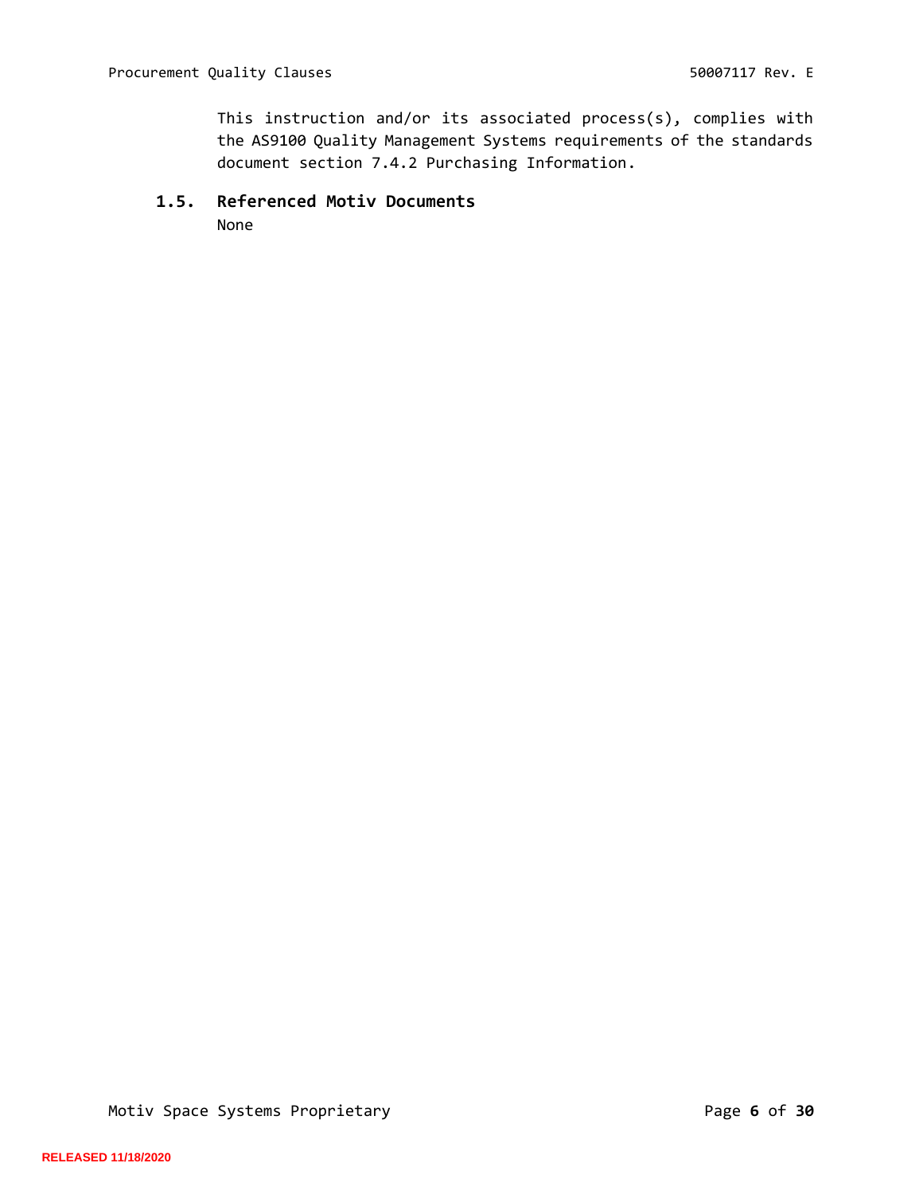This instruction and/or its associated process(s), complies with the AS9100 Quality Management Systems requirements of the standards document section 7.4.2 Purchasing Information.

### 1.5. Referenced Motiv Documents

None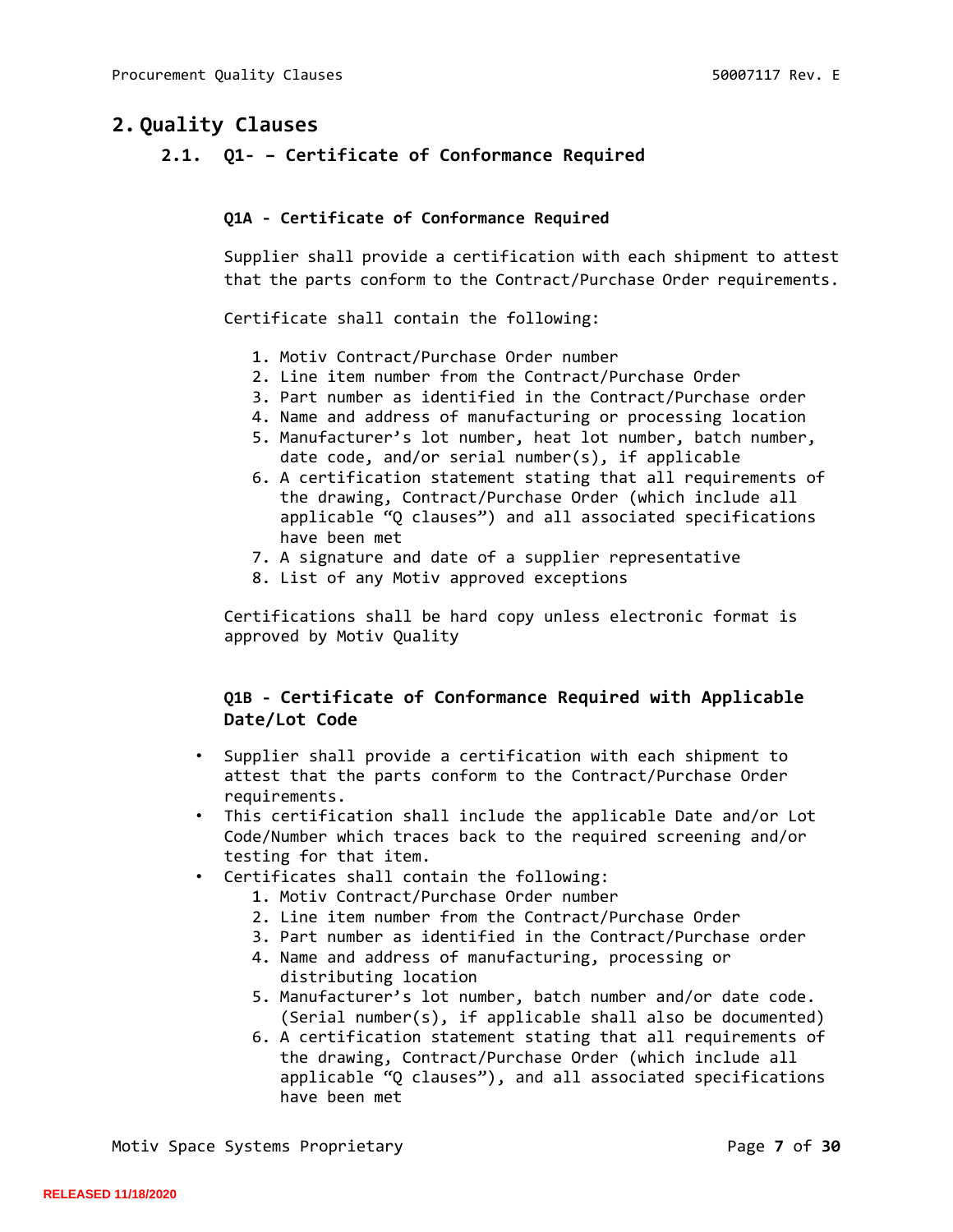## 2. Quality Clauses

### 2.1. Q1- – Certificate of Conformance Required

#### Q1A - Certificate of Conformance Required

Supplier shall provide a certification with each shipment to attest that the parts conform to the Contract/Purchase Order requirements.

Certificate shall contain the following:

1. Motiv Contract/Purchase Order number
2. Line item number from the Contract/Purchase Order
3. Part number as identified in the Contract/Purchase order
4. Name and address of manufacturing or processing location
5. Manufacturer's lot number, heat lot number, batch number, date code, and/or serial number(s), if applicable
6. A certification statement stating that all requirements of the drawing, Contract/Purchase Order (which include all applicable "Q clauses") and all associated specifications have been met
7. A signature and date of a supplier representative
8. List of any Motiv approved exceptions

Certifications shall be hard copy unless electronic format is approved by Motiv Quality

#### Q1B - Certificate of Conformance Required with Applicable Date/Lot Code

- Supplier shall provide a certification with each shipment to attest that the parts conform to the Contract/Purchase Order requirements.
- This certification shall include the applicable Date and/or Lot Code/Number which traces back to the required screening and/or testing for that item.
- Certificates shall contain the following:
    1. Motiv Contract/Purchase Order number
    2. Line item number from the Contract/Purchase Order
    3. Part number as identified in the Contract/Purchase order
    4. Name and address of manufacturing, processing or distributing location
    5. Manufacturer's lot number, batch number and/or date code. (Serial number(s), if applicable shall also be documented)
    6. A certification statement stating that all requirements of the drawing, Contract/Purchase Order (which include all applicable "Q clauses"), and all associated specifications have been met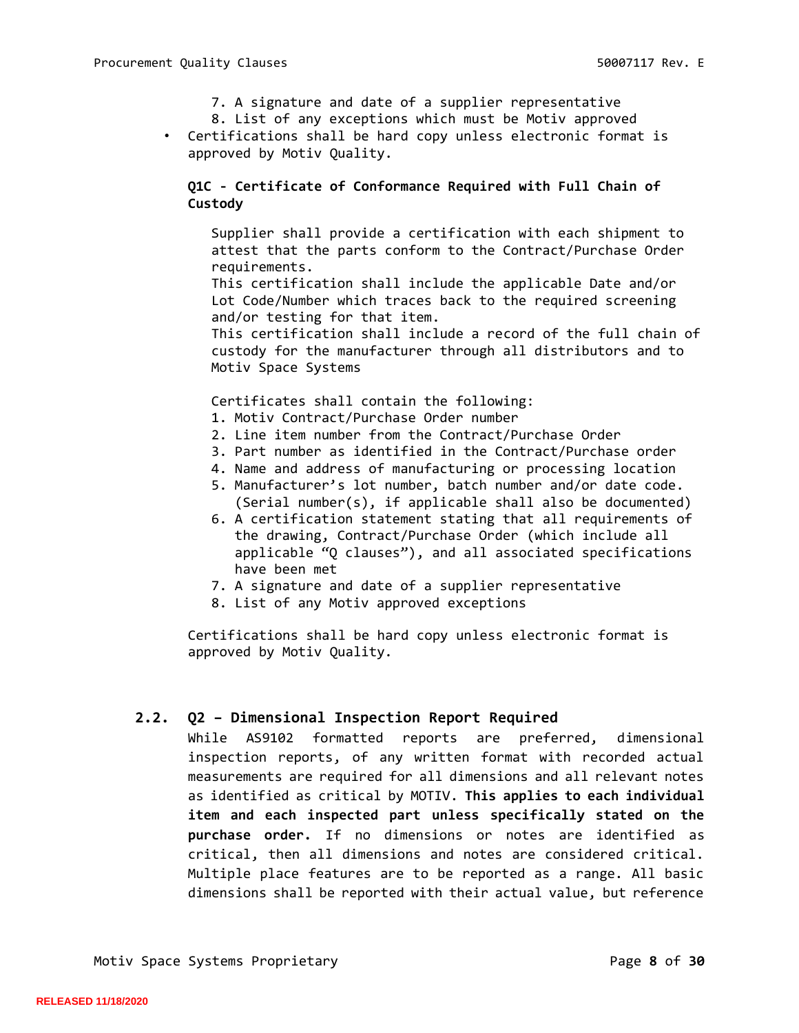7. A signature and date of a supplier representative
8. List of any exceptions which must be Motiv approved

- Certifications shall be hard copy unless electronic format is approved by Motiv Quality.

**Q1C - Certificate of Conformance Required with Full Chain of Custody**

Supplier shall provide a certification with each shipment to attest that the parts conform to the Contract/Purchase Order requirements.
This certification shall include the applicable Date and/or Lot Code/Number which traces back to the required screening and/or testing for that item.
This certification shall include a record of the full chain of custody for the manufacturer through all distributors and to Motiv Space Systems

Certificates shall contain the following:

1. Motiv Contract/Purchase Order number
2. Line item number from the Contract/Purchase Order
3. Part number as identified in the Contract/Purchase order
4. Name and address of manufacturing or processing location
5. Manufacturer's lot number, batch number and/or date code. (Serial number(s), if applicable shall also be documented)
6. A certification statement stating that all requirements of the drawing, Contract/Purchase Order (which include all applicable "Q clauses"), and all associated specifications have been met
7. A signature and date of a supplier representative
8. List of any Motiv approved exceptions

Certifications shall be hard copy unless electronic format is approved by Motiv Quality.

## 2.2. Q2 – Dimensional Inspection Report Required

While AS9102 formatted reports are preferred, dimensional inspection reports, of any written format with recorded actual measurements are required for all dimensions and all relevant notes as identified as critical by MOTIV. **This applies to each individual item and each inspected part unless specifically stated on the purchase order.** If no dimensions or notes are identified as critical, then all dimensions and notes are considered critical. Multiple place features are to be reported as a range. All basic dimensions shall be reported with their actual value, but reference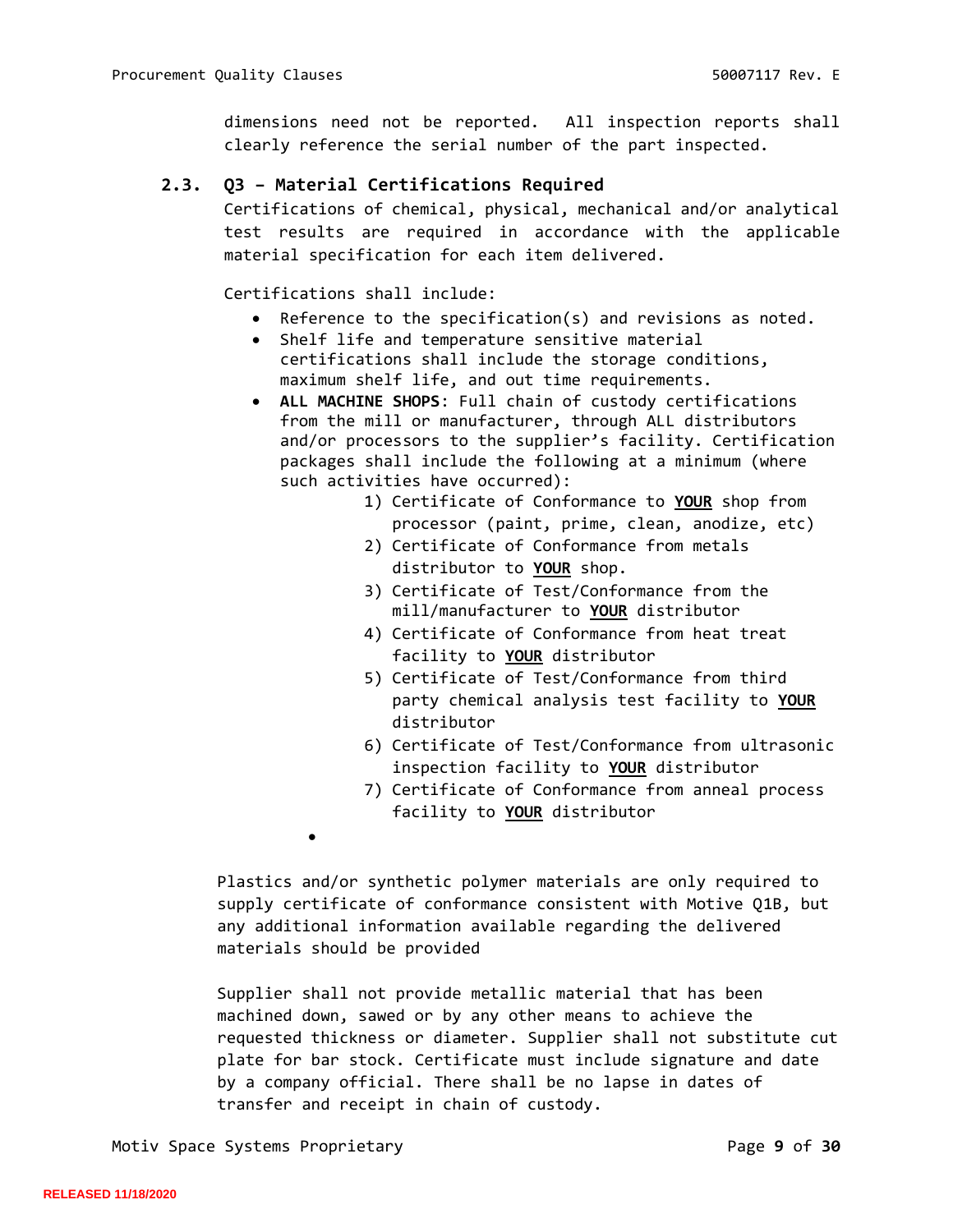dimensions need not be reported. All inspection reports shall clearly reference the serial number of the part inspected.

### 2.3. Q3 – Material Certifications Required

Certifications of chemical, physical, mechanical and/or analytical test results are required in accordance with the applicable material specification for each item delivered.

Certifications shall include:

- Reference to the specification(s) and revisions as noted.
- Shelf life and temperature sensitive material certifications shall include the storage conditions, maximum shelf life, and out time requirements.
- **ALL MACHINE SHOPS**: Full chain of custody certifications from the mill or manufacturer, through ALL distributors and/or processors to the supplier's facility. Certification packages shall include the following at a minimum (where such activities have occurred):
  1) Certificate of Conformance to **YOUR** shop from processor (paint, prime, clean, anodize, etc)
  2) Certificate of Conformance from metals distributor to **YOUR** shop.
  3) Certificate of Test/Conformance from the mill/manufacturer to **YOUR** distributor
  4) Certificate of Conformance from heat treat facility to **YOUR** distributor
  5) Certificate of Test/Conformance from third party chemical analysis test facility to **YOUR** distributor
  6) Certificate of Test/Conformance from ultrasonic inspection facility to **YOUR** distributor
  7) Certificate of Conformance from anneal process facility to **YOUR** distributor
-

Plastics and/or synthetic polymer materials are only required to supply certificate of conformance consistent with Motive Q1B, but any additional information available regarding the delivered materials should be provided

Supplier shall not provide metallic material that has been machined down, sawed or by any other means to achieve the requested thickness or diameter. Supplier shall not substitute cut plate for bar stock. Certificate must include signature and date by a company official. There shall be no lapse in dates of transfer and receipt in chain of custody.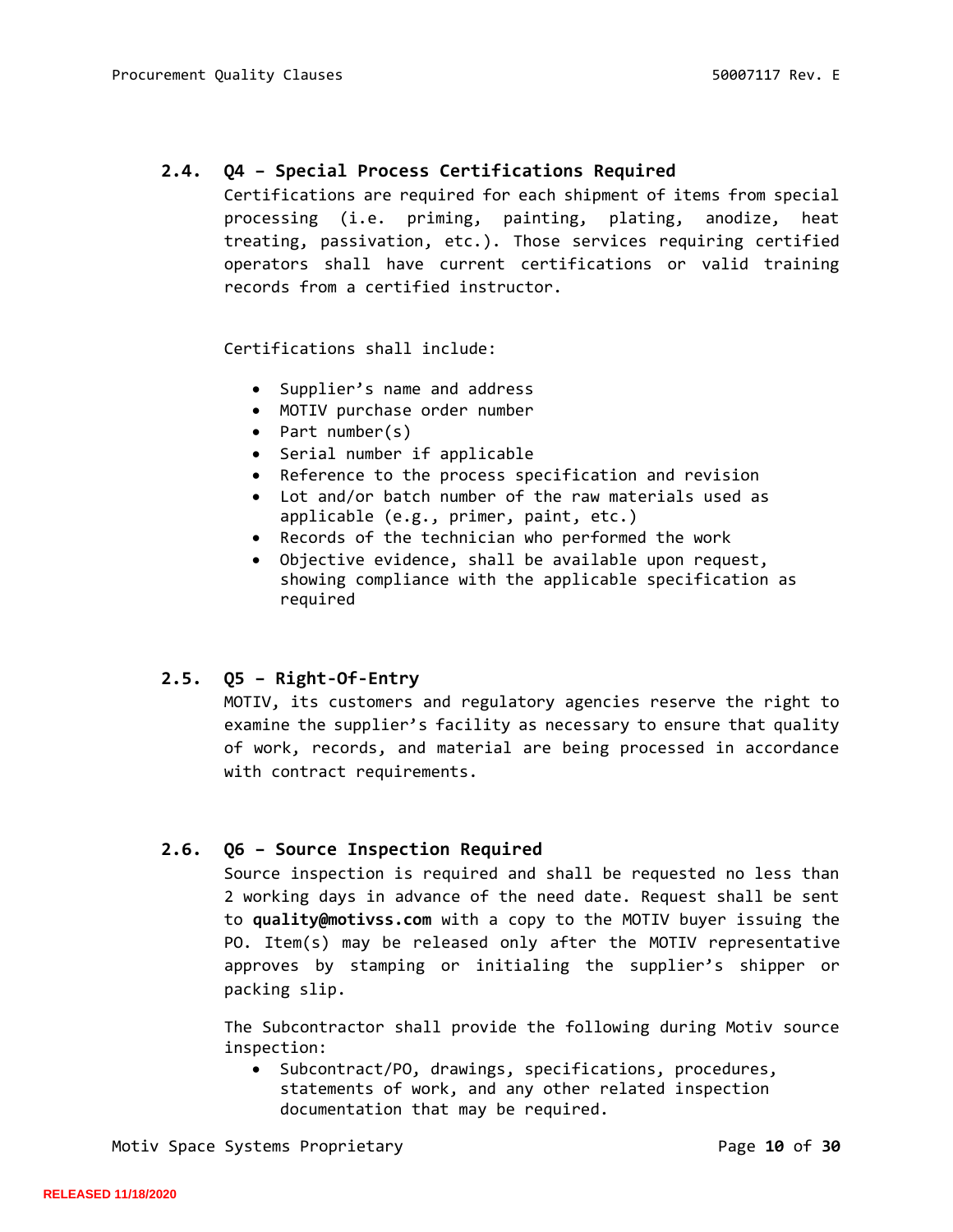### 2.4. Q4 – Special Process Certifications Required

Certifications are required for each shipment of items from special processing (i.e. priming, painting, plating, anodize, heat treating, passivation, etc.). Those services requiring certified operators shall have current certifications or valid training records from a certified instructor.

Certifications shall include:

- Supplier's name and address
- MOTIV purchase order number
- Part number(s)
- Serial number if applicable
- Reference to the process specification and revision
- Lot and/or batch number of the raw materials used as applicable (e.g., primer, paint, etc.)
- Records of the technician who performed the work
- Objective evidence, shall be available upon request, showing compliance with the applicable specification as required

### 2.5. Q5 – Right-Of-Entry

MOTIV, its customers and regulatory agencies reserve the right to examine the supplier's facility as necessary to ensure that quality of work, records, and material are being processed in accordance with contract requirements.

### 2.6. Q6 – Source Inspection Required

Source inspection is required and shall be requested no less than 2 working days in advance of the need date. Request shall be sent to **quality@motivss.com** with a copy to the MOTIV buyer issuing the PO. Item(s) may be released only after the MOTIV representative approves by stamping or initialing the supplier's shipper or packing slip.

The Subcontractor shall provide the following during Motiv source inspection:

- Subcontract/PO, drawings, specifications, procedures, statements of work, and any other related inspection documentation that may be required.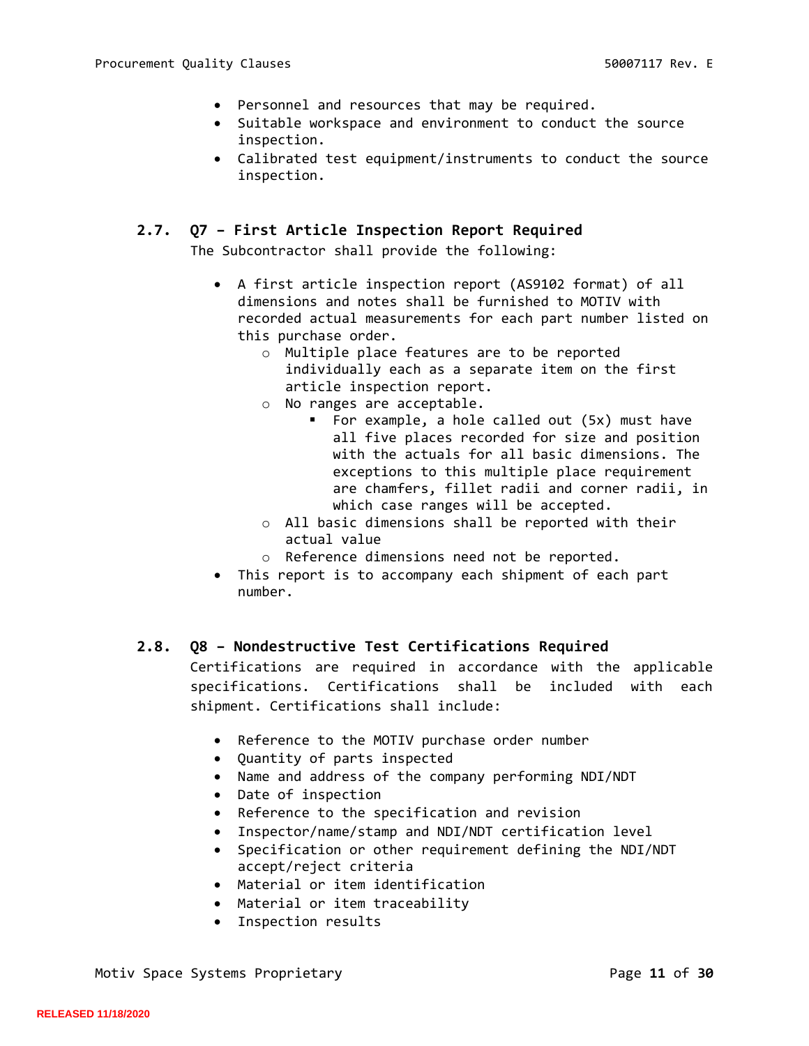- Personnel and resources that may be required.
- Suitable workspace and environment to conduct the source inspection.
- Calibrated test equipment/instruments to conduct the source inspection.

## 2.7. Q7 – First Article Inspection Report Required

The Subcontractor shall provide the following:

- A first article inspection report (AS9102 format) of all dimensions and notes shall be furnished to MOTIV with recorded actual measurements for each part number listed on this purchase order.
  - Multiple place features are to be reported individually each as a separate item on the first article inspection report.
  - No ranges are acceptable.
    - For example, a hole called out (5x) must have all five places recorded for size and position with the actuals for all basic dimensions. The exceptions to this multiple place requirement are chamfers, fillet radii and corner radii, in which case ranges will be accepted.
  - All basic dimensions shall be reported with their actual value
  - Reference dimensions need not be reported.
- This report is to accompany each shipment of each part number.

## 2.8. Q8 – Nondestructive Test Certifications Required

Certifications are required in accordance with the applicable specifications. Certifications shall be included with each shipment. Certifications shall include:

- Reference to the MOTIV purchase order number
- Quantity of parts inspected
- Name and address of the company performing NDI/NDT
- Date of inspection
- Reference to the specification and revision
- Inspector/name/stamp and NDI/NDT certification level
- Specification or other requirement defining the NDI/NDT accept/reject criteria
- Material or item identification
- Material or item traceability
- Inspection results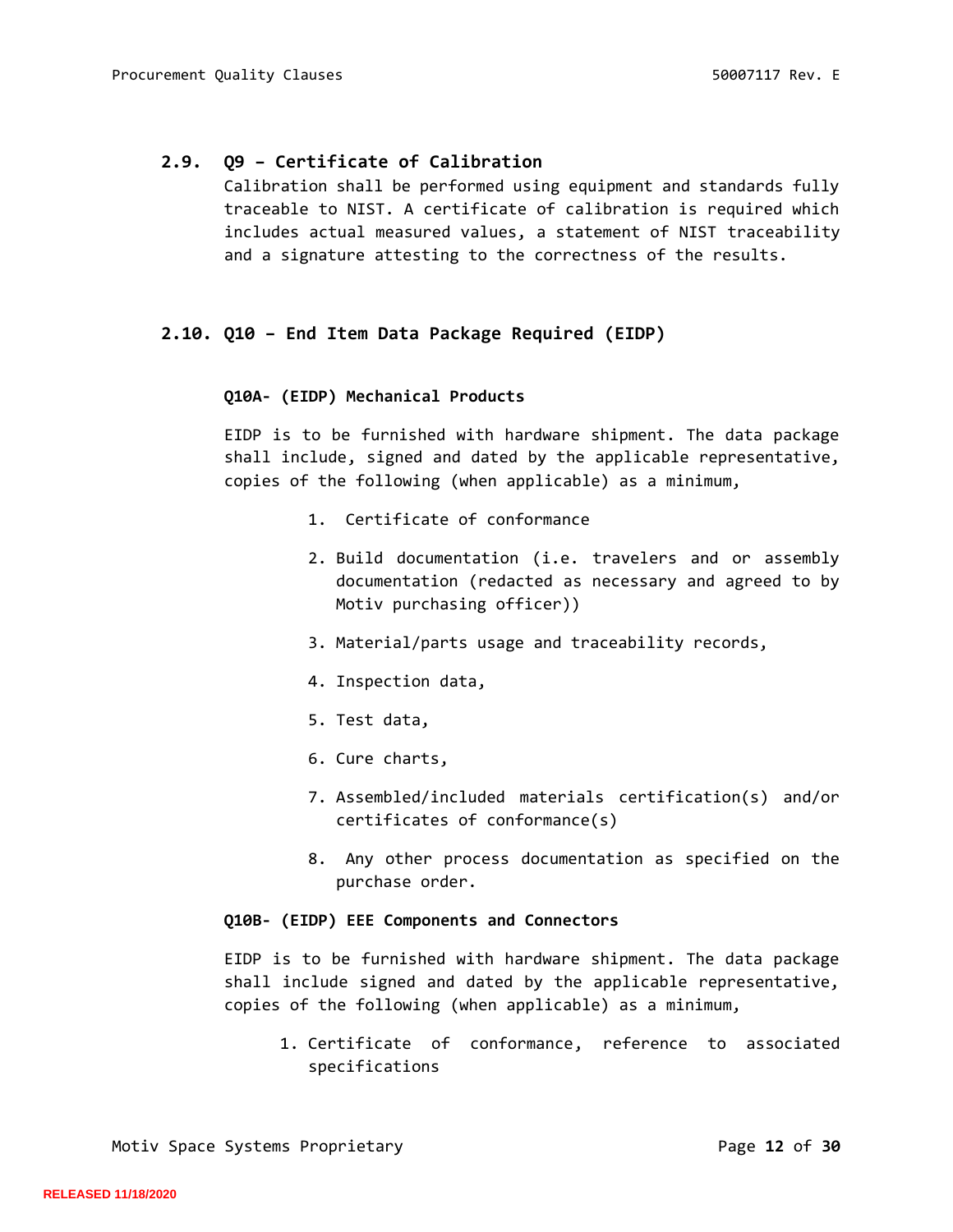## 2.9. Q9 – Certificate of Calibration

Calibration shall be performed using equipment and standards fully traceable to NIST. A certificate of calibration is required which includes actual measured values, a statement of NIST traceability and a signature attesting to the correctness of the results.

## 2.10. Q10 – End Item Data Package Required (EIDP)

**Q10A- (EIDP) Mechanical Products**

EIDP is to be furnished with hardware shipment. The data package shall include, signed and dated by the applicable representative, copies of the following (when applicable) as a minimum,

1. Certificate of conformance
2. Build documentation (i.e. travelers and or assembly documentation (redacted as necessary and agreed to by Motiv purchasing officer))
3. Material/parts usage and traceability records,
4. Inspection data,
5. Test data,
6. Cure charts,
7. Assembled/included materials certification(s) and/or certificates of conformance(s)
8. Any other process documentation as specified on the purchase order.

**Q10B- (EIDP) EEE Components and Connectors**

EIDP is to be furnished with hardware shipment. The data package shall include signed and dated by the applicable representative, copies of the following (when applicable) as a minimum,

1. Certificate of conformance, reference to associated specifications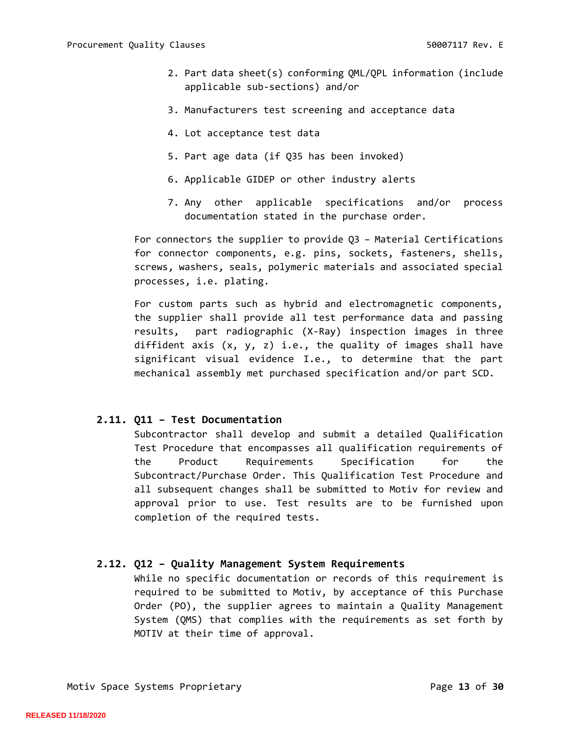2. Part data sheet(s) conforming QML/QPL information (include applicable sub-sections) and/or
3. Manufacturers test screening and acceptance data
4. Lot acceptance test data
5. Part age data (if Q35 has been invoked)
6. Applicable GIDEP or other industry alerts
7. Any other applicable specifications and/or process documentation stated in the purchase order.

For connectors the supplier to provide Q3 – Material Certifications for connector components, e.g. pins, sockets, fasteners, shells, screws, washers, seals, polymeric materials and associated special processes, i.e. plating.

For custom parts such as hybrid and electromagnetic components, the supplier shall provide all test performance data and passing results, part radiographic (X-Ray) inspection images in three diffident axis (x, y, z) i.e., the quality of images shall have significant visual evidence I.e., to determine that the part mechanical assembly met purchased specification and/or part SCD.

## 2.11. Q11 – Test Documentation

Subcontractor shall develop and submit a detailed Qualification Test Procedure that encompasses all qualification requirements of the Product Requirements Specification for the Subcontract/Purchase Order. This Qualification Test Procedure and all subsequent changes shall be submitted to Motiv for review and approval prior to use. Test results are to be furnished upon completion of the required tests.

## 2.12. Q12 – Quality Management System Requirements

While no specific documentation or records of this requirement is required to be submitted to Motiv, by acceptance of this Purchase Order (PO), the supplier agrees to maintain a Quality Management System (QMS) that complies with the requirements as set forth by MOTIV at their time of approval.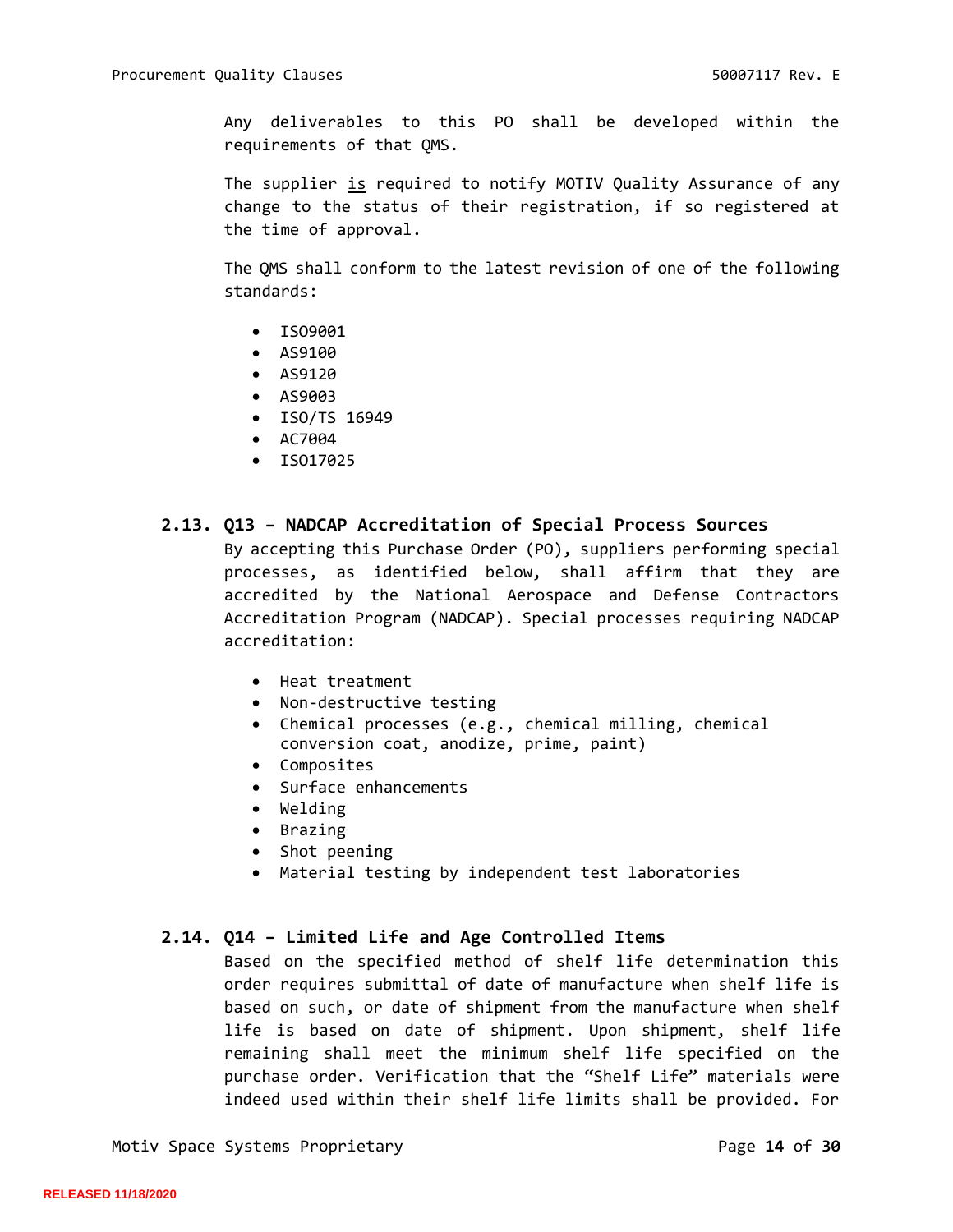Any deliverables to this PO shall be developed within the requirements of that QMS.

The supplier is required to notify MOTIV Quality Assurance of any change to the status of their registration, if so registered at the time of approval.

The QMS shall conform to the latest revision of one of the following standards:

- ISO9001
- AS9100
- AS9120
- AS9003
- ISO/TS 16949
- AC7004
- ISO17025

## 2.13. Q13 – NADCAP Accreditation of Special Process Sources

By accepting this Purchase Order (PO), suppliers performing special processes, as identified below, shall affirm that they are accredited by the National Aerospace and Defense Contractors Accreditation Program (NADCAP). Special processes requiring NADCAP accreditation:

- Heat treatment
- Non-destructive testing
- Chemical processes (e.g., chemical milling, chemical conversion coat, anodize, prime, paint)
- Composites
- Surface enhancements
- Welding
- Brazing
- Shot peening
- Material testing by independent test laboratories

## 2.14. Q14 – Limited Life and Age Controlled Items

Based on the specified method of shelf life determination this order requires submittal of date of manufacture when shelf life is based on such, or date of shipment from the manufacture when shelf life is based on date of shipment. Upon shipment, shelf life remaining shall meet the minimum shelf life specified on the purchase order. Verification that the “Shelf Life” materials were indeed used within their shelf life limits shall be provided. For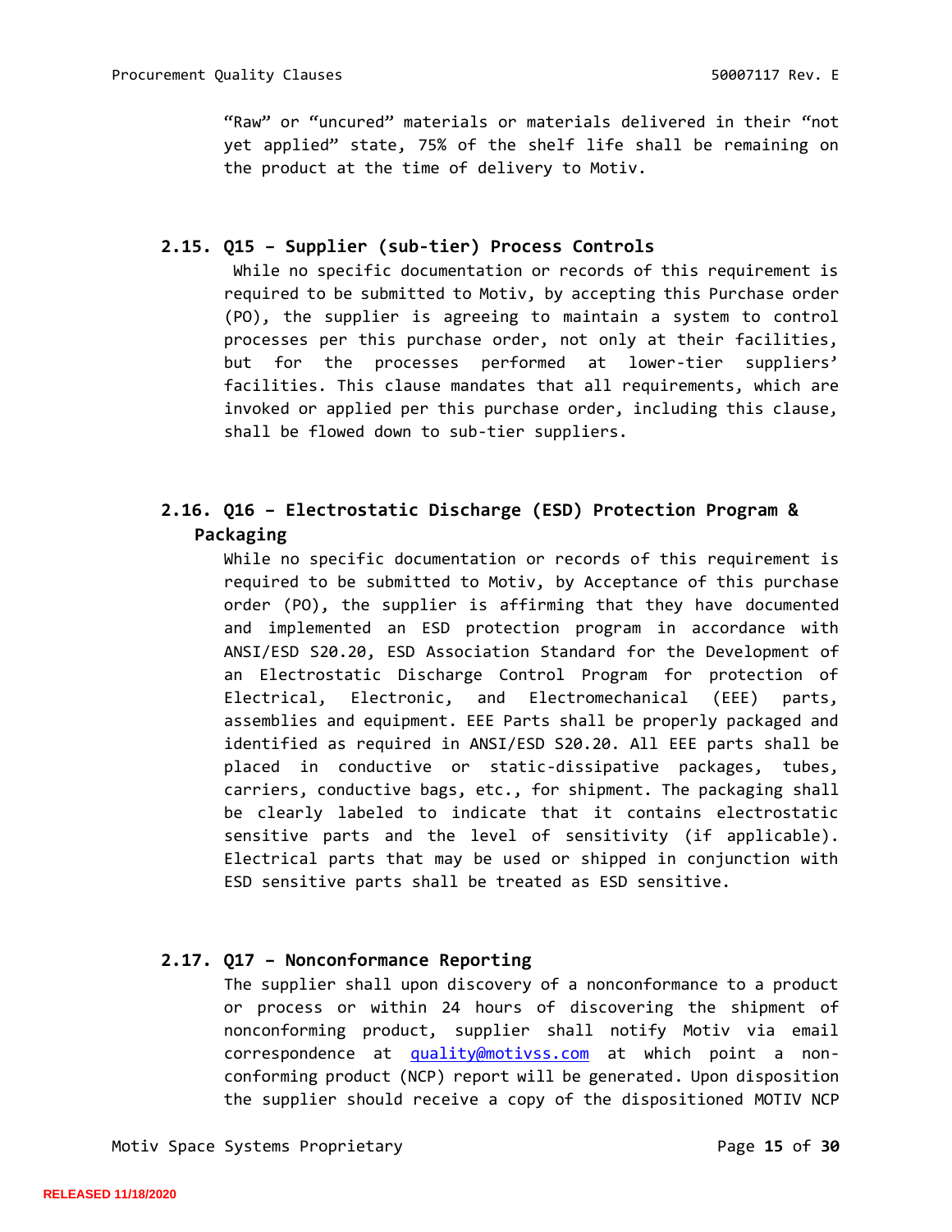"Raw" or "uncured" materials or materials delivered in their "not yet applied" state, 75% of the shelf life shall be remaining on the product at the time of delivery to Motiv.

### 2.15. Q15 – Supplier (sub-tier) Process Controls

While no specific documentation or records of this requirement is required to be submitted to Motiv, by accepting this Purchase order (PO), the supplier is agreeing to maintain a system to control processes per this purchase order, not only at their facilities, but for the processes performed at lower-tier suppliers' facilities. This clause mandates that all requirements, which are invoked or applied per this purchase order, including this clause, shall be flowed down to sub-tier suppliers.

### 2.16. Q16 – Electrostatic Discharge (ESD) Protection Program & Packaging

While no specific documentation or records of this requirement is required to be submitted to Motiv, by Acceptance of this purchase order (PO), the supplier is affirming that they have documented and implemented an ESD protection program in accordance with ANSI/ESD S20.20, ESD Association Standard for the Development of an Electrostatic Discharge Control Program for protection of Electrical, Electronic, and Electromechanical (EEE) parts, assemblies and equipment. EEE Parts shall be properly packaged and identified as required in ANSI/ESD S20.20. All EEE parts shall be placed in conductive or static-dissipative packages, tubes, carriers, conductive bags, etc., for shipment. The packaging shall be clearly labeled to indicate that it contains electrostatic sensitive parts and the level of sensitivity (if applicable). Electrical parts that may be used or shipped in conjunction with ESD sensitive parts shall be treated as ESD sensitive.

### 2.17. Q17 – Nonconformance Reporting

The supplier shall upon discovery of a nonconformance to a product or process or within 24 hours of discovering the shipment of nonconforming product, supplier shall notify Motiv via email correspondence at [quality@motivss.com](mailto:quality@motivss.com) at which point a non-conforming product (NCP) report will be generated. Upon disposition the supplier should receive a copy of the dispositioned MOTIV NCP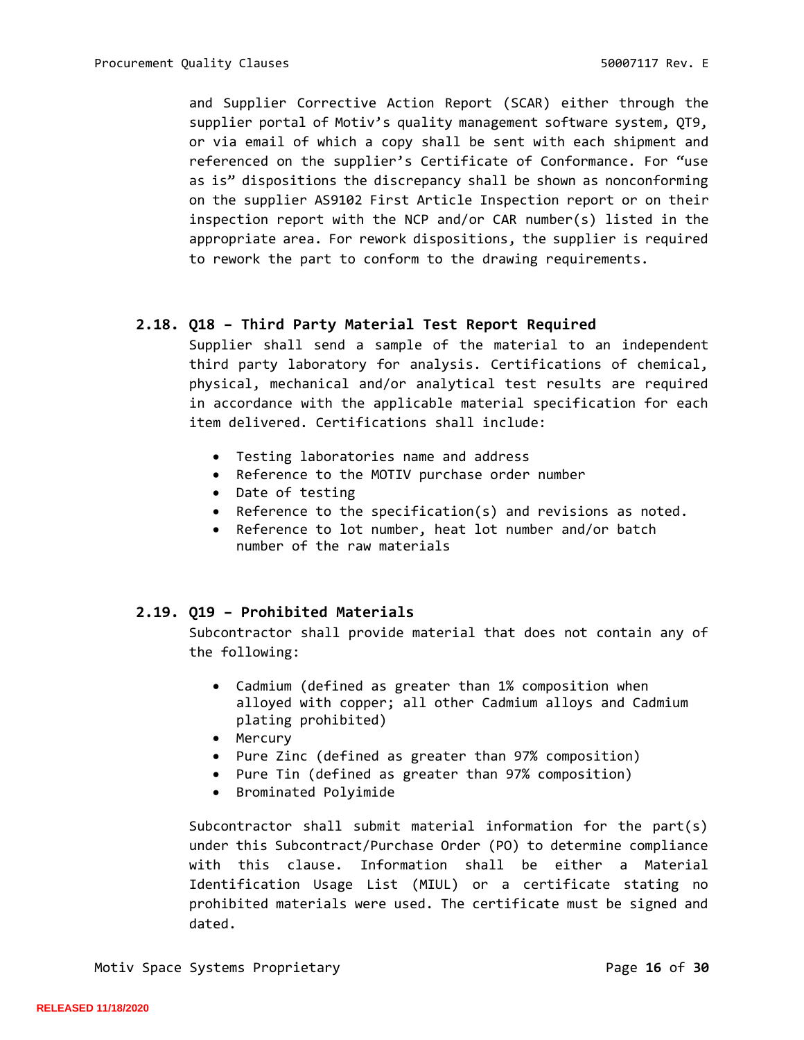and Supplier Corrective Action Report (SCAR) either through the supplier portal of Motiv's quality management software system, QT9, or via email of which a copy shall be sent with each shipment and referenced on the supplier's Certificate of Conformance. For "use as is" dispositions the discrepancy shall be shown as nonconforming on the supplier AS9102 First Article Inspection report or on their inspection report with the NCP and/or CAR number(s) listed in the appropriate area. For rework dispositions, the supplier is required to rework the part to conform to the drawing requirements.

### 2.18. Q18 – Third Party Material Test Report Required

Supplier shall send a sample of the material to an independent third party laboratory for analysis. Certifications of chemical, physical, mechanical and/or analytical test results are required in accordance with the applicable material specification for each item delivered. Certifications shall include:

- Testing laboratories name and address
- Reference to the MOTIV purchase order number
- Date of testing
- Reference to the specification(s) and revisions as noted.
- Reference to lot number, heat lot number and/or batch number of the raw materials

### 2.19. Q19 – Prohibited Materials

Subcontractor shall provide material that does not contain any of the following:

- Cadmium (defined as greater than 1% composition when alloyed with copper; all other Cadmium alloys and Cadmium plating prohibited)
- Mercury
- Pure Zinc (defined as greater than 97% composition)
- Pure Tin (defined as greater than 97% composition)
- Brominated Polyimide

Subcontractor shall submit material information for the part(s) under this Subcontract/Purchase Order (PO) to determine compliance with this clause. Information shall be either a Material Identification Usage List (MIUL) or a certificate stating no prohibited materials were used. The certificate must be signed and dated.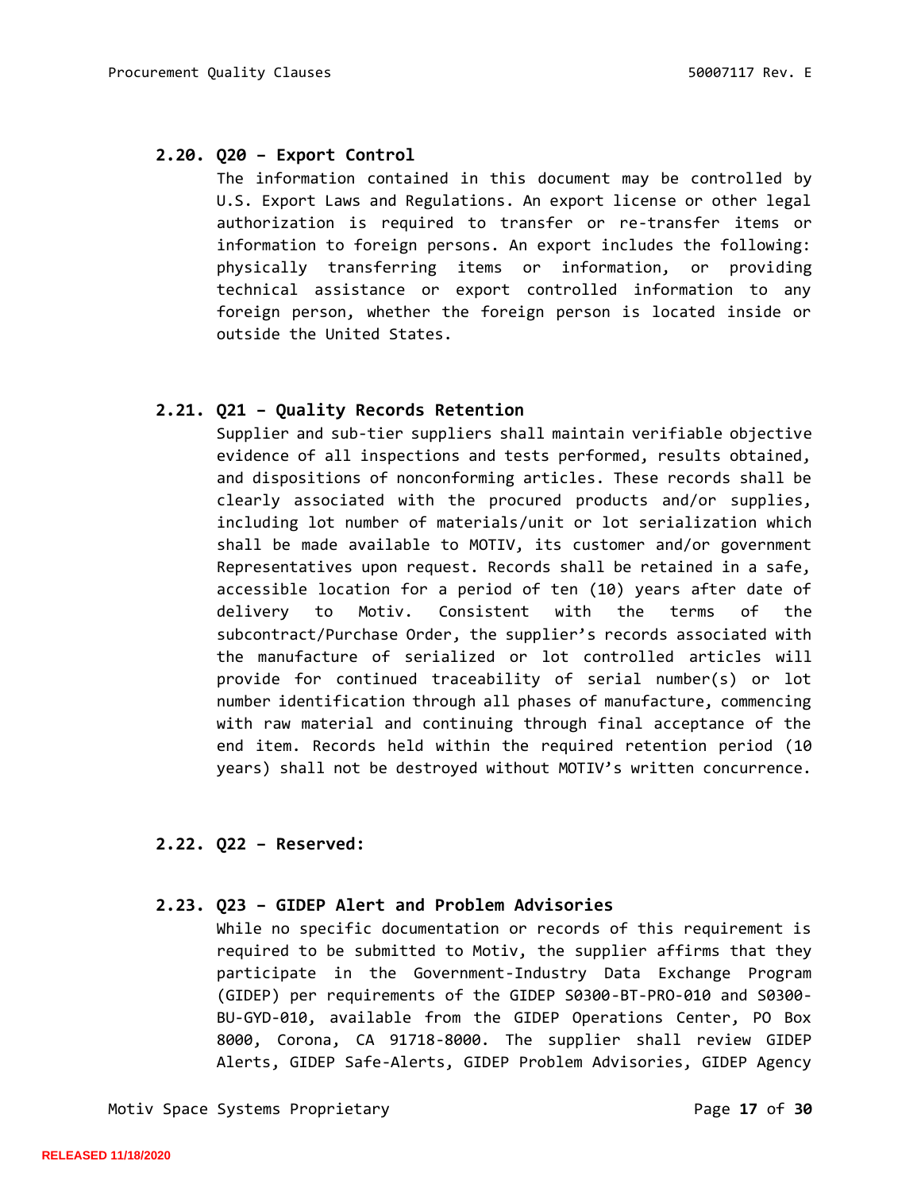### 2.20. Q20 – Export Control

The information contained in this document may be controlled by U.S. Export Laws and Regulations. An export license or other legal authorization is required to transfer or re-transfer items or information to foreign persons. An export includes the following: physically transferring items or information, or providing technical assistance or export controlled information to any foreign person, whether the foreign person is located inside or outside the United States.

### 2.21. Q21 – Quality Records Retention

Supplier and sub-tier suppliers shall maintain verifiable objective evidence of all inspections and tests performed, results obtained, and dispositions of nonconforming articles. These records shall be clearly associated with the procured products and/or supplies, including lot number of materials/unit or lot serialization which shall be made available to MOTIV, its customer and/or government Representatives upon request. Records shall be retained in a safe, accessible location for a period of ten (10) years after date of delivery to Motiv. Consistent with the terms of the subcontract/Purchase Order, the supplier's records associated with the manufacture of serialized or lot controlled articles will provide for continued traceability of serial number(s) or lot number identification through all phases of manufacture, commencing with raw material and continuing through final acceptance of the end item. Records held within the required retention period (10 years) shall not be destroyed without MOTIV's written concurrence.

### 2.22. Q22 – Reserved:

### 2.23. Q23 – GIDEP Alert and Problem Advisories

While no specific documentation or records of this requirement is required to be submitted to Motiv, the supplier affirms that they participate in the Government-Industry Data Exchange Program (GIDEP) per requirements of the GIDEP S0300-BT-PRO-010 and S0300-BU-GYD-010, available from the GIDEP Operations Center, PO Box 8000, Corona, CA 91718-8000. The supplier shall review GIDEP Alerts, GIDEP Safe-Alerts, GIDEP Problem Advisories, GIDEP Agency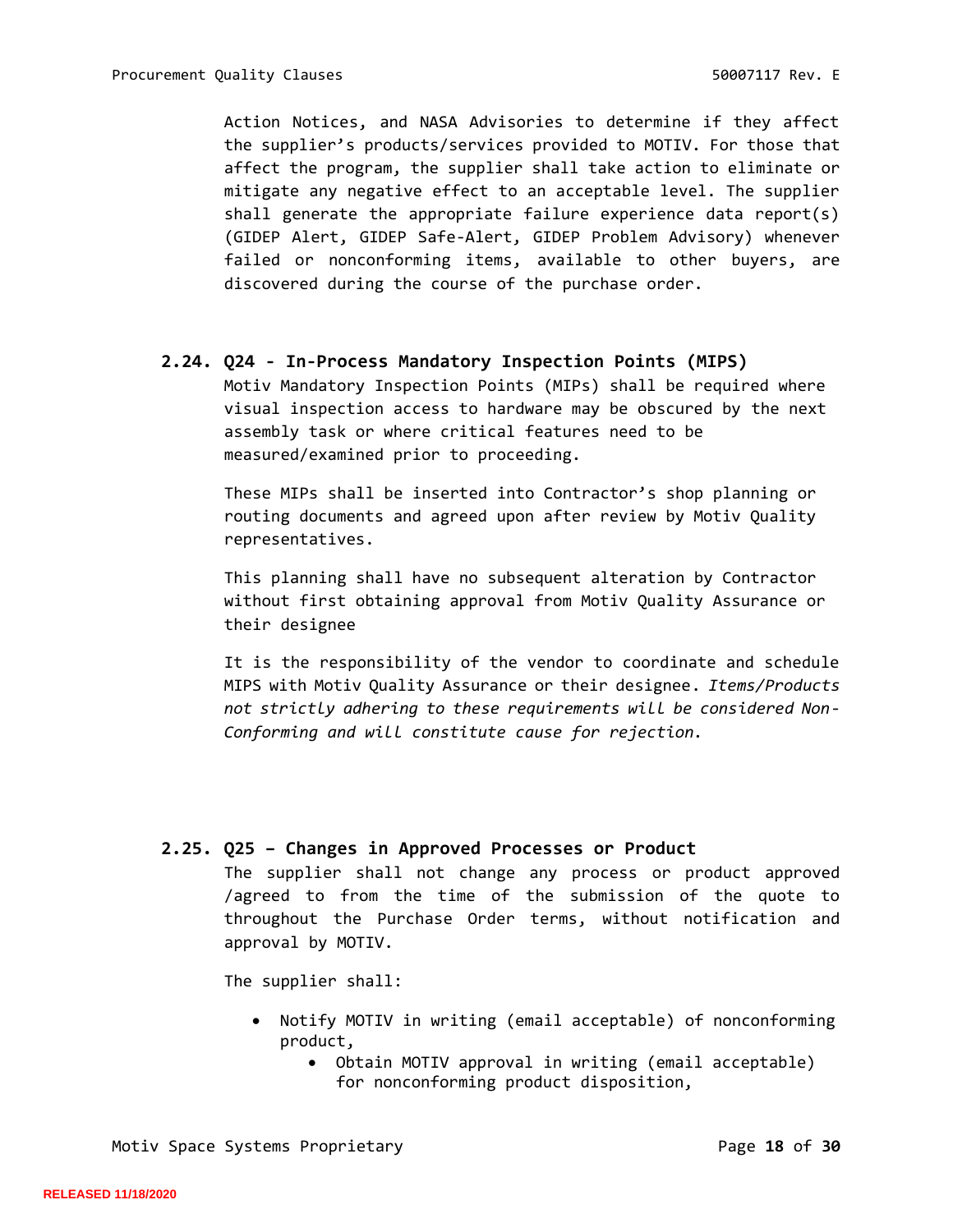Action Notices, and NASA Advisories to determine if they affect the supplier's products/services provided to MOTIV. For those that affect the program, the supplier shall take action to eliminate or mitigate any negative effect to an acceptable level. The supplier shall generate the appropriate failure experience data report(s) (GIDEP Alert, GIDEP Safe-Alert, GIDEP Problem Advisory) whenever failed or nonconforming items, available to other buyers, are discovered during the course of the purchase order.

### 2.24. Q24 - In-Process Mandatory Inspection Points (MIPS)

Motiv Mandatory Inspection Points (MIPs) shall be required where visual inspection access to hardware may be obscured by the next assembly task or where critical features need to be measured/examined prior to proceeding.

These MIPs shall be inserted into Contractor's shop planning or routing documents and agreed upon after review by Motiv Quality representatives.

This planning shall have no subsequent alteration by Contractor without first obtaining approval from Motiv Quality Assurance or their designee

It is the responsibility of the vendor to coordinate and schedule MIPS with Motiv Quality Assurance or their designee. *Items/Products not strictly adhering to these requirements will be considered Non-Conforming and will constitute cause for rejection.*

### 2.25. Q25 – Changes in Approved Processes or Product

The supplier shall not change any process or product approved /agreed to from the time of the submission of the quote to throughout the Purchase Order terms, without notification and approval by MOTIV.

The supplier shall:

- Notify MOTIV in writing (email acceptable) of nonconforming product,
  - Obtain MOTIV approval in writing (email acceptable) for nonconforming product disposition,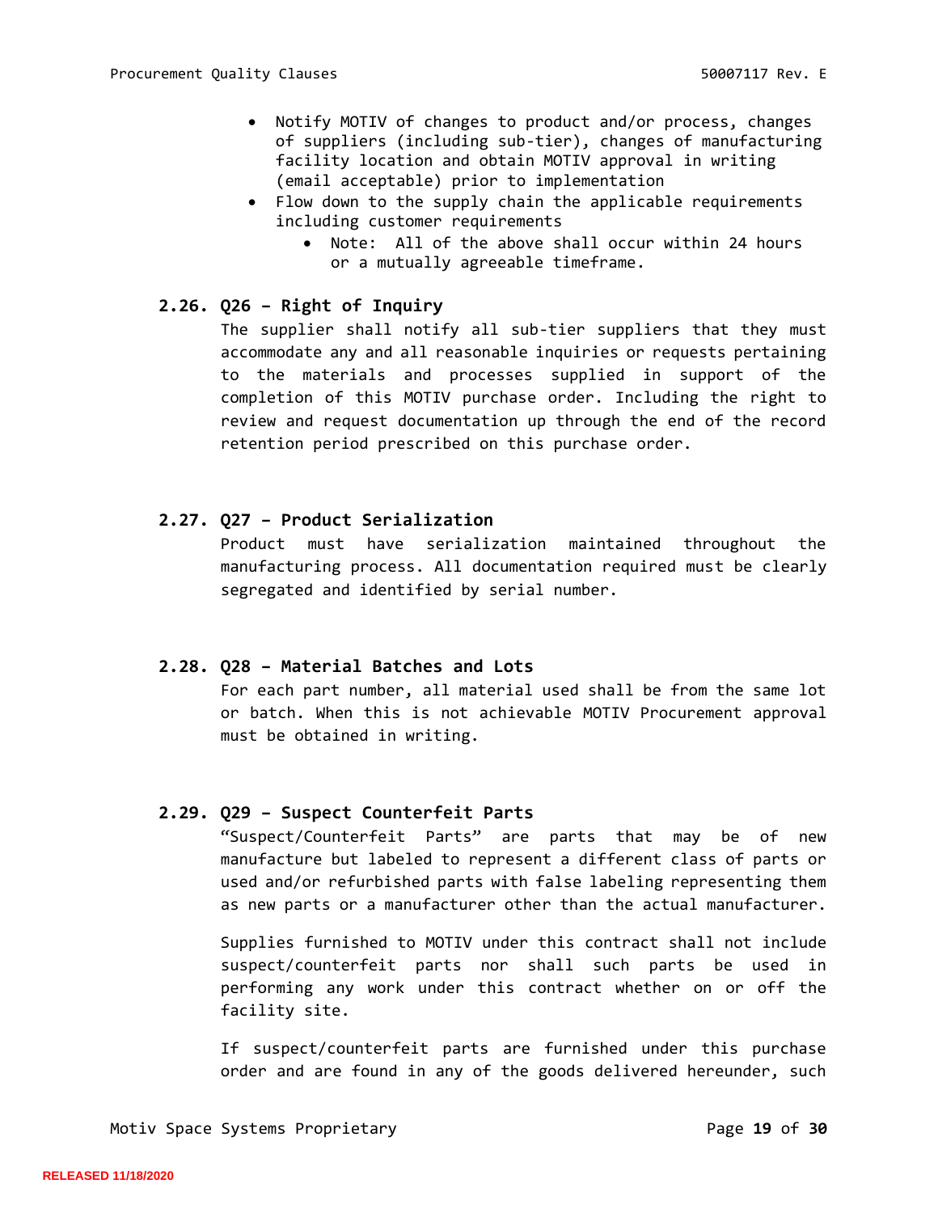- Notify MOTIV of changes to product and/or process, changes of suppliers (including sub-tier), changes of manufacturing facility location and obtain MOTIV approval in writing (email acceptable) prior to implementation
- Flow down to the supply chain the applicable requirements including customer requirements
  - Note: All of the above shall occur within 24 hours or a mutually agreeable timeframe.

### 2.26. Q26 – Right of Inquiry

The supplier shall notify all sub-tier suppliers that they must accommodate any and all reasonable inquiries or requests pertaining to the materials and processes supplied in support of the completion of this MOTIV purchase order. Including the right to review and request documentation up through the end of the record retention period prescribed on this purchase order.

### 2.27. Q27 – Product Serialization

Product must have serialization maintained throughout the manufacturing process. All documentation required must be clearly segregated and identified by serial number.

### 2.28. Q28 – Material Batches and Lots

For each part number, all material used shall be from the same lot or batch. When this is not achievable MOTIV Procurement approval must be obtained in writing.

### 2.29. Q29 – Suspect Counterfeit Parts

"Suspect/Counterfeit Parts" are parts that may be of new manufacture but labeled to represent a different class of parts or used and/or refurbished parts with false labeling representing them as new parts or a manufacturer other than the actual manufacturer.

Supplies furnished to MOTIV under this contract shall not include suspect/counterfeit parts nor shall such parts be used in performing any work under this contract whether on or off the facility site.

If suspect/counterfeit parts are furnished under this purchase order and are found in any of the goods delivered hereunder, such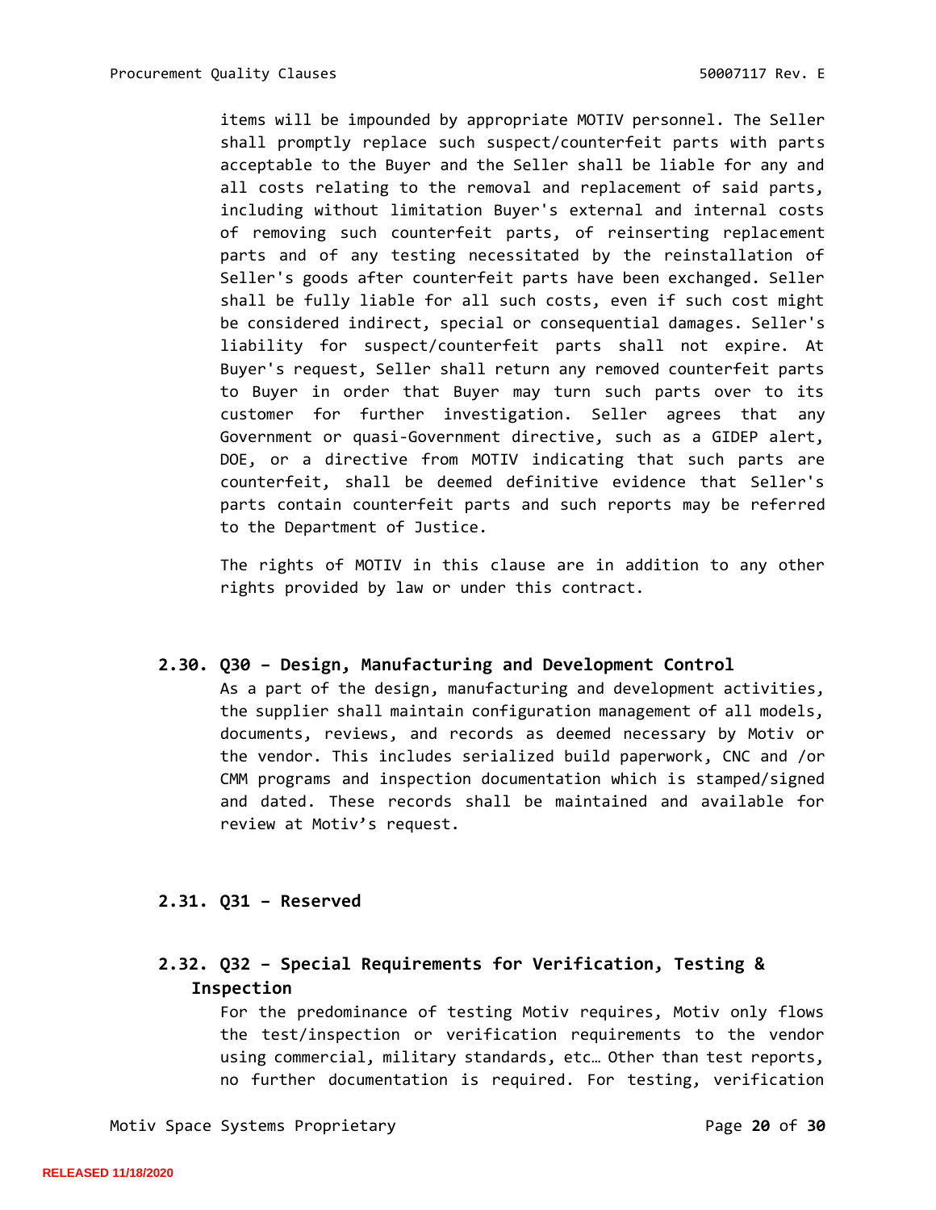items will be impounded by appropriate MOTIV personnel. The Seller shall promptly replace such suspect/counterfeit parts with parts acceptable to the Buyer and the Seller shall be liable for any and all costs relating to the removal and replacement of said parts, including without limitation Buyer's external and internal costs of removing such counterfeit parts, of reinserting replacement parts and of any testing necessitated by the reinstallation of Seller's goods after counterfeit parts have been exchanged. Seller shall be fully liable for all such costs, even if such cost might be considered indirect, special or consequential damages. Seller's liability for suspect/counterfeit parts shall not expire. At Buyer's request, Seller shall return any removed counterfeit parts to Buyer in order that Buyer may turn such parts over to its customer for further investigation. Seller agrees that any Government or quasi-Government directive, such as a GIDEP alert, DOE, or a directive from MOTIV indicating that such parts are counterfeit, shall be deemed definitive evidence that Seller's parts contain counterfeit parts and such reports may be referred to the Department of Justice.

The rights of MOTIV in this clause are in addition to any other rights provided by law or under this contract.

## 2.30. Q30 – Design, Manufacturing and Development Control

As a part of the design, manufacturing and development activities, the supplier shall maintain configuration management of all models, documents, reviews, and records as deemed necessary by Motiv or the vendor. This includes serialized build paperwork, CNC and /or CMM programs and inspection documentation which is stamped/signed and dated. These records shall be maintained and available for review at Motiv's request.

## 2.31. Q31 – Reserved

## 2.32. Q32 – Special Requirements for Verification, Testing & Inspection

For the predominance of testing Motiv requires, Motiv only flows the test/inspection or verification requirements to the vendor using commercial, military standards, etc… Other than test reports, no further documentation is required. For testing, verification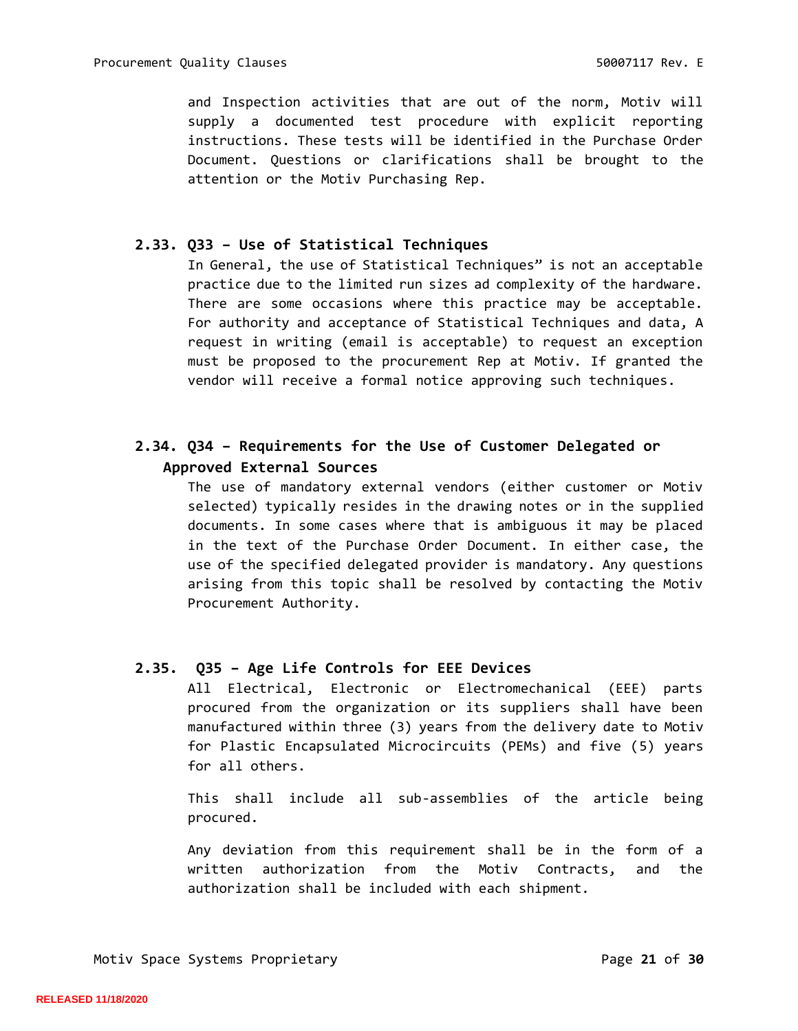and Inspection activities that are out of the norm, Motiv will supply a documented test procedure with explicit reporting instructions. These tests will be identified in the Purchase Order Document. Questions or clarifications shall be brought to the attention or the Motiv Purchasing Rep.

### 2.33. Q33 – Use of Statistical Techniques

In General, the use of Statistical Techniques" is not an acceptable practice due to the limited run sizes ad complexity of the hardware. There are some occasions where this practice may be acceptable. For authority and acceptance of Statistical Techniques and data, A request in writing (email is acceptable) to request an exception must be proposed to the procurement Rep at Motiv. If granted the vendor will receive a formal notice approving such techniques.

### 2.34. Q34 – Requirements for the Use of Customer Delegated or Approved External Sources

The use of mandatory external vendors (either customer or Motiv selected) typically resides in the drawing notes or in the supplied documents. In some cases where that is ambiguous it may be placed in the text of the Purchase Order Document. In either case, the use of the specified delegated provider is mandatory. Any questions arising from this topic shall be resolved by contacting the Motiv Procurement Authority.

### 2.35. Q35 – Age Life Controls for EEE Devices

All Electrical, Electronic or Electromechanical (EEE) parts procured from the organization or its suppliers shall have been manufactured within three (3) years from the delivery date to Motiv for Plastic Encapsulated Microcircuits (PEMs) and five (5) years for all others.

This shall include all sub-assemblies of the article being procured.

Any deviation from this requirement shall be in the form of a written authorization from the Motiv Contracts, and the authorization shall be included with each shipment.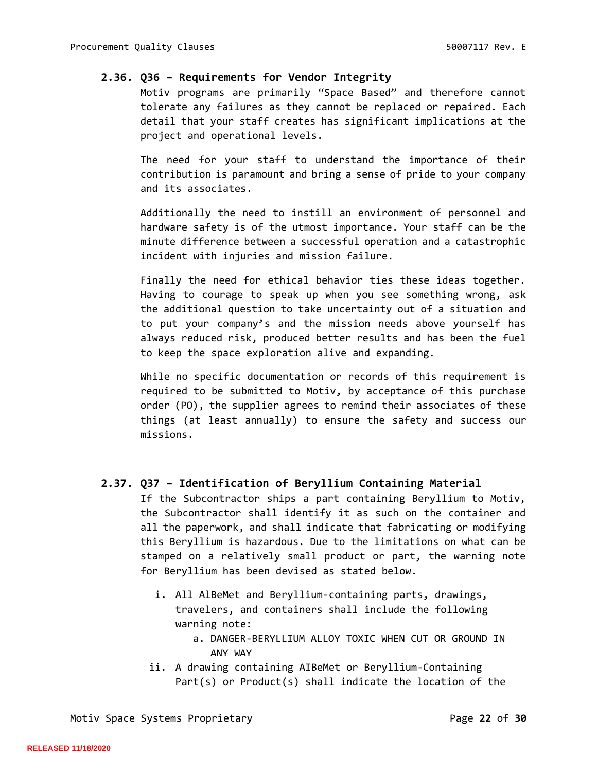### 2.36. Q36 – Requirements for Vendor Integrity

Motiv programs are primarily "Space Based" and therefore cannot tolerate any failures as they cannot be replaced or repaired. Each detail that your staff creates has significant implications at the project and operational levels.

The need for your staff to understand the importance of their contribution is paramount and bring a sense of pride to your company and its associates.

Additionally the need to instill an environment of personnel and hardware safety is of the utmost importance. Your staff can be the minute difference between a successful operation and a catastrophic incident with injuries and mission failure.

Finally the need for ethical behavior ties these ideas together. Having to courage to speak up when you see something wrong, ask the additional question to take uncertainty out of a situation and to put your company's and the mission needs above yourself has always reduced risk, produced better results and has been the fuel to keep the space exploration alive and expanding.

While no specific documentation or records of this requirement is required to be submitted to Motiv, by acceptance of this purchase order (PO), the supplier agrees to remind their associates of these things (at least annually) to ensure the safety and success our missions.

### 2.37. Q37 – Identification of Beryllium Containing Material

If the Subcontractor ships a part containing Beryllium to Motiv, the Subcontractor shall identify it as such on the container and all the paperwork, and shall indicate that fabricating or modifying this Beryllium is hazardous. Due to the limitations on what can be stamped on a relatively small product or part, the warning note for Beryllium has been devised as stated below.

i. All AlBeMet and Beryllium-containing parts, drawings, travelers, and containers shall include the following warning note:
   a. DANGER-BERYLLIUM ALLOY TOXIC WHEN CUT OR GROUND IN ANY WAY

ii. A drawing containing AIBeMet or Beryllium-Containing Part(s) or Product(s) shall indicate the location of the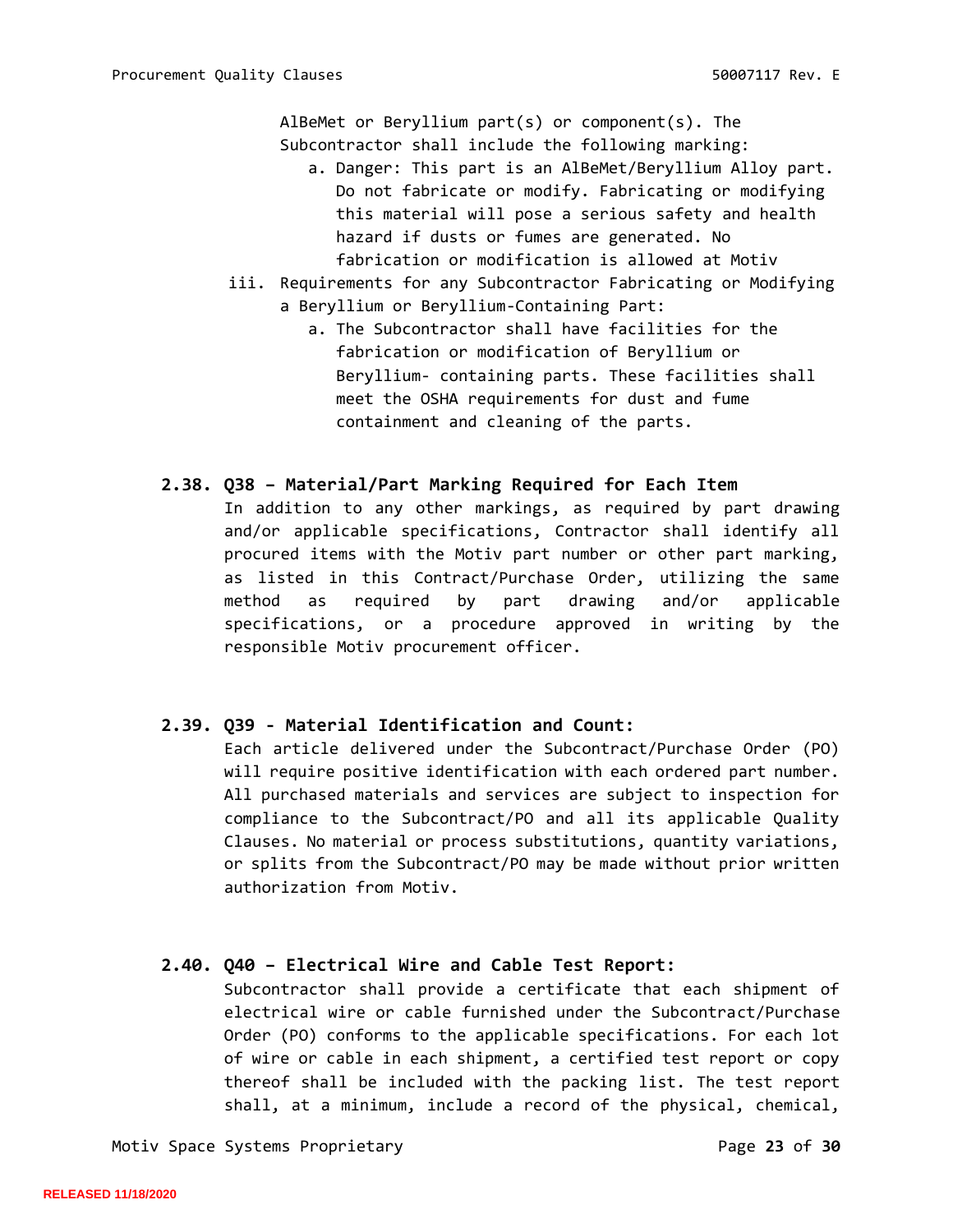AlBeMet or Beryllium part(s) or component(s). The Subcontractor shall include the following marking:

a. Danger: This part is an AlBeMet/Beryllium Alloy part. Do not fabricate or modify. Fabricating or modifying this material will pose a serious safety and health hazard if dusts or fumes are generated. No fabrication or modification is allowed at Motiv

iii. Requirements for any Subcontractor Fabricating or Modifying a Beryllium or Beryllium-Containing Part:

a. The Subcontractor shall have facilities for the fabrication or modification of Beryllium or Beryllium- containing parts. These facilities shall meet the OSHA requirements for dust and fume containment and cleaning of the parts.

### 2.38. Q38 – Material/Part Marking Required for Each Item

In addition to any other markings, as required by part drawing and/or applicable specifications, Contractor shall identify all procured items with the Motiv part number or other part marking, as listed in this Contract/Purchase Order, utilizing the same method as required by part drawing and/or applicable specifications, or a procedure approved in writing by the responsible Motiv procurement officer.

### 2.39. Q39 - Material Identification and Count:

Each article delivered under the Subcontract/Purchase Order (PO) will require positive identification with each ordered part number. All purchased materials and services are subject to inspection for compliance to the Subcontract/PO and all its applicable Quality Clauses. No material or process substitutions, quantity variations, or splits from the Subcontract/PO may be made without prior written authorization from Motiv.

### 2.40. Q40 – Electrical Wire and Cable Test Report:

Subcontractor shall provide a certificate that each shipment of electrical wire or cable furnished under the Subcontract/Purchase Order (PO) conforms to the applicable specifications. For each lot of wire or cable in each shipment, a certified test report or copy thereof shall be included with the packing list. The test report shall, at a minimum, include a record of the physical, chemical,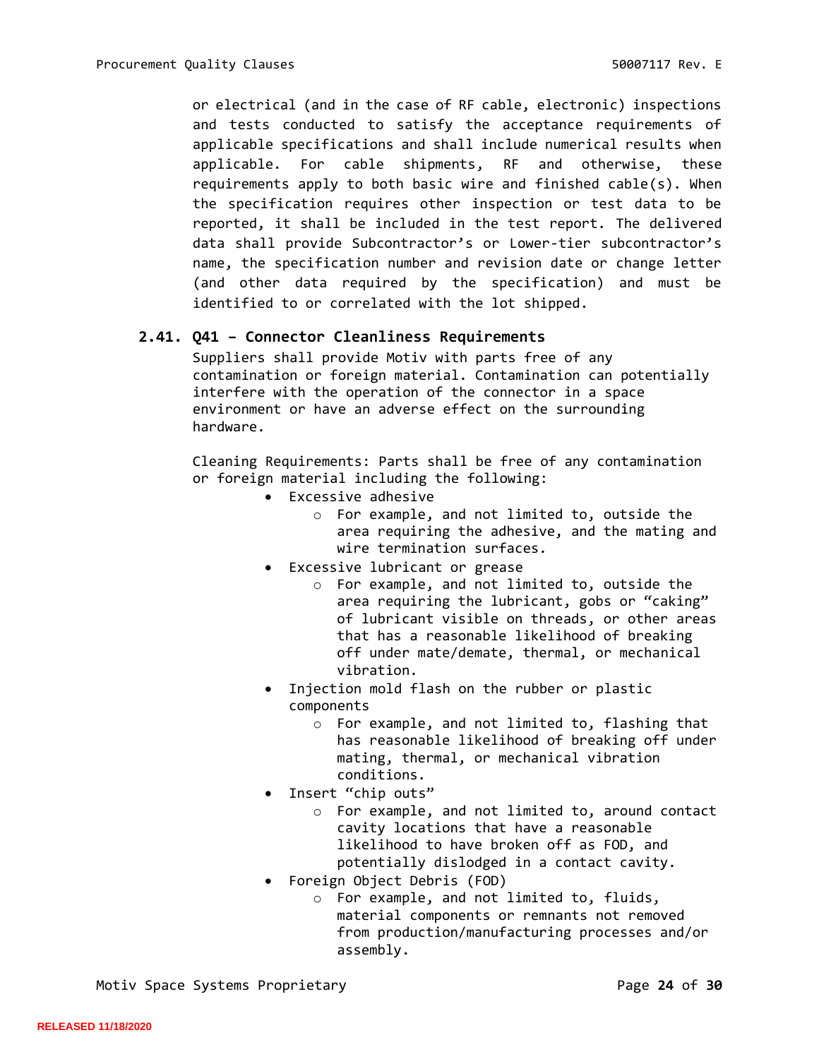or electrical (and in the case of RF cable, electronic) inspections and tests conducted to satisfy the acceptance requirements of applicable specifications and shall include numerical results when applicable. For cable shipments, RF and otherwise, these requirements apply to both basic wire and finished cable(s). When the specification requires other inspection or test data to be reported, it shall be included in the test report. The delivered data shall provide Subcontractor's or Lower-tier subcontractor's name, the specification number and revision date or change letter (and other data required by the specification) and must be identified to or correlated with the lot shipped.

### 2.41. Q41 – Connector Cleanliness Requirements

Suppliers shall provide Motiv with parts free of any contamination or foreign material. Contamination can potentially interfere with the operation of the connector in a space environment or have an adverse effect on the surrounding hardware.

Cleaning Requirements: Parts shall be free of any contamination or foreign material including the following:

- Excessive adhesive
    - For example, and not limited to, outside the area requiring the adhesive, and the mating and wire termination surfaces.
- Excessive lubricant or grease
    - For example, and not limited to, outside the area requiring the lubricant, gobs or "caking" of lubricant visible on threads, or other areas that has a reasonable likelihood of breaking off under mate/demate, thermal, or mechanical vibration.
- Injection mold flash on the rubber or plastic components
    - For example, and not limited to, flashing that has reasonable likelihood of breaking off under mating, thermal, or mechanical vibration conditions.
- Insert "chip outs"
    - For example, and not limited to, around contact cavity locations that have a reasonable likelihood to have broken off as FOD, and potentially dislodged in a contact cavity.
- Foreign Object Debris (FOD)
    - For example, and not limited to, fluids, material components or remnants not removed from production/manufacturing processes and/or assembly.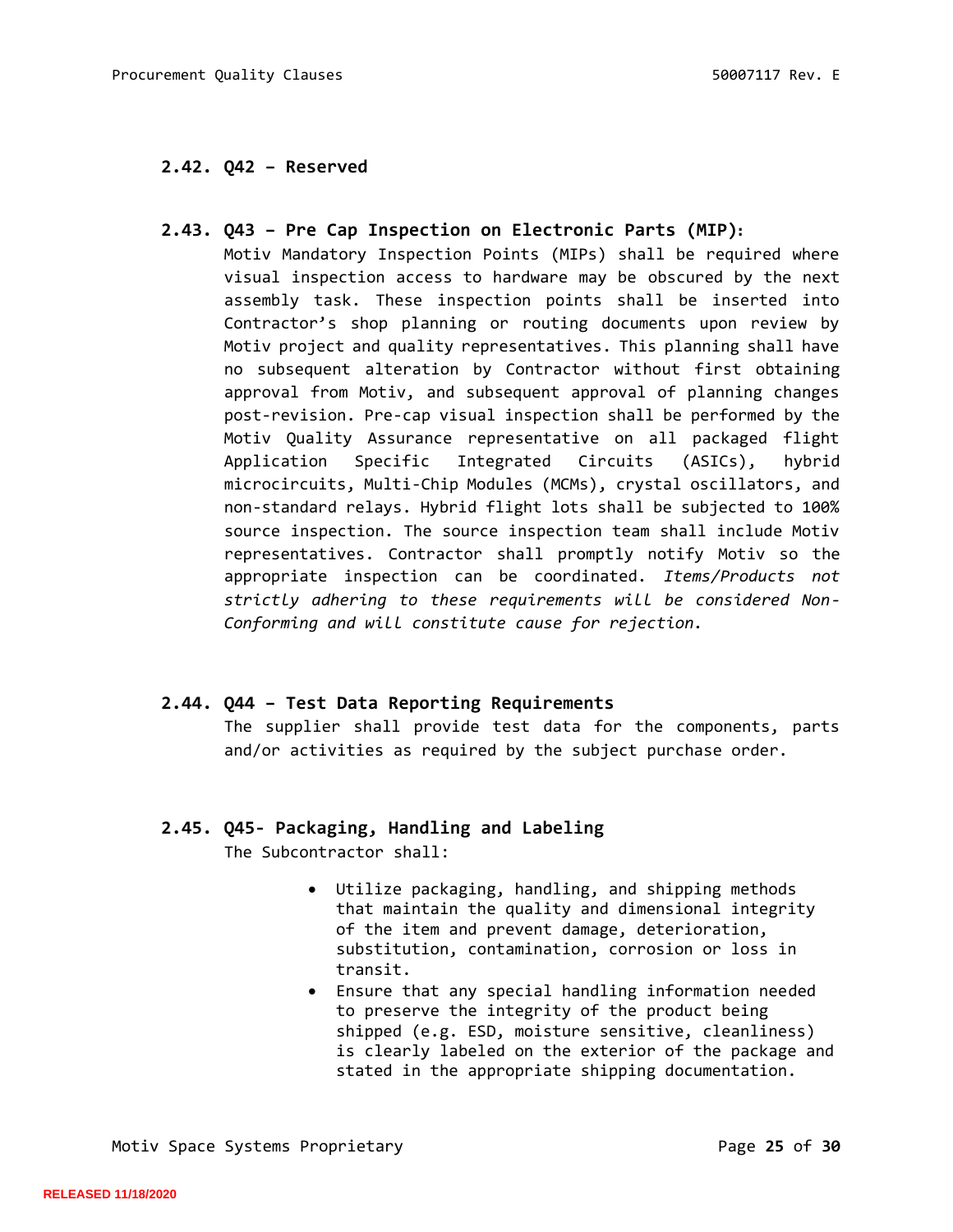### 2.42. Q42 – Reserved

### 2.43. Q43 – Pre Cap Inspection on Electronic Parts (MIP):

Motiv Mandatory Inspection Points (MIPs) shall be required where visual inspection access to hardware may be obscured by the next assembly task. These inspection points shall be inserted into Contractor's shop planning or routing documents upon review by Motiv project and quality representatives. This planning shall have no subsequent alteration by Contractor without first obtaining approval from Motiv, and subsequent approval of planning changes post-revision. Pre-cap visual inspection shall be performed by the Motiv Quality Assurance representative on all packaged flight Application Specific Integrated Circuits (ASICs), hybrid microcircuits, Multi-Chip Modules (MCMs), crystal oscillators, and non-standard relays. Hybrid flight lots shall be subjected to 100% source inspection. The source inspection team shall include Motiv representatives. Contractor shall promptly notify Motiv so the appropriate inspection can be coordinated. *Items/Products not strictly adhering to these requirements will be considered Non-Conforming and will constitute cause for rejection.*

### 2.44. Q44 – Test Data Reporting Requirements

The supplier shall provide test data for the components, parts and/or activities as required by the subject purchase order.

### 2.45. Q45- Packaging, Handling and Labeling

The Subcontractor shall:

- Utilize packaging, handling, and shipping methods that maintain the quality and dimensional integrity of the item and prevent damage, deterioration, substitution, contamination, corrosion or loss in transit.
- Ensure that any special handling information needed to preserve the integrity of the product being shipped (e.g. ESD, moisture sensitive, cleanliness) is clearly labeled on the exterior of the package and stated in the appropriate shipping documentation.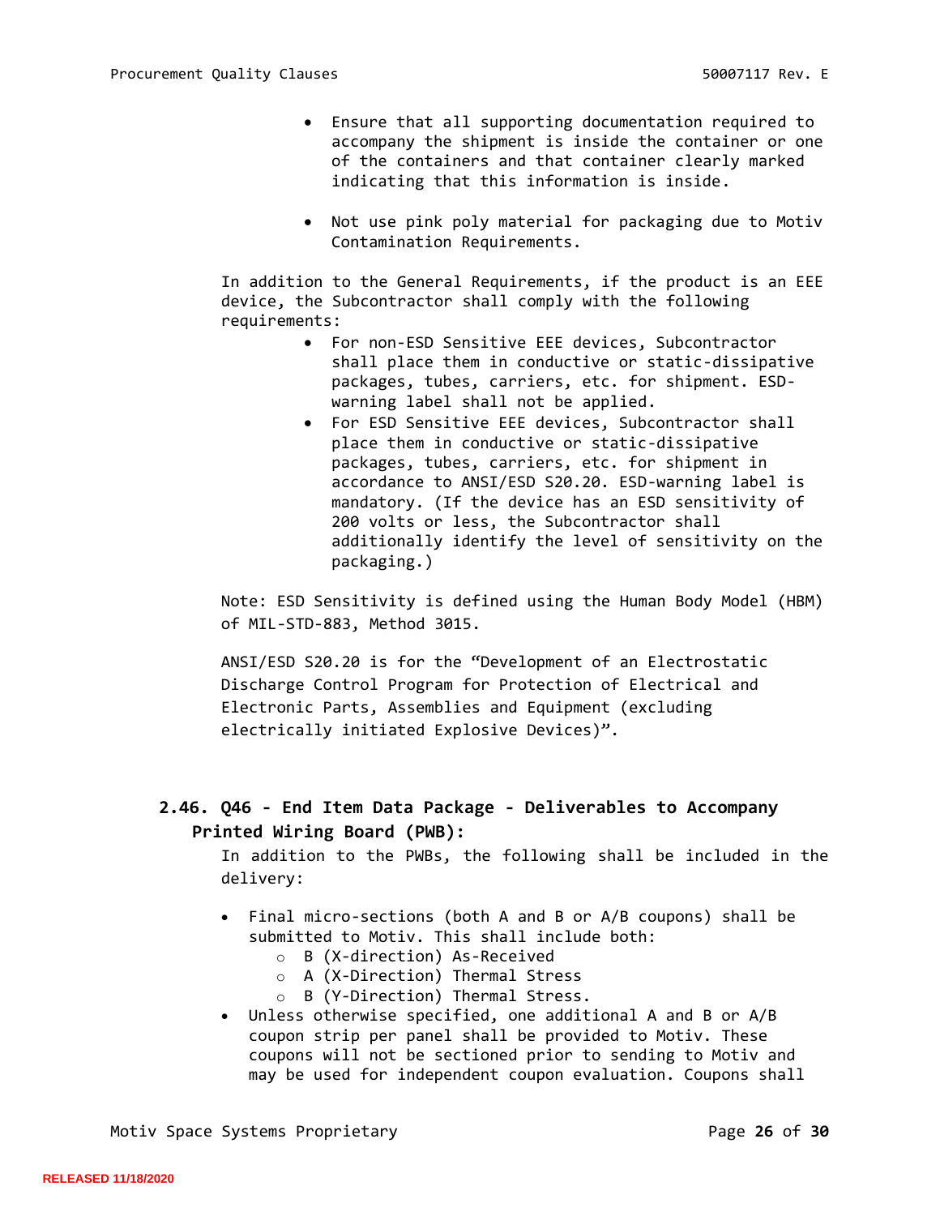- Ensure that all supporting documentation required to accompany the shipment is inside the container or one of the containers and that container clearly marked indicating that this information is inside.

- Not use pink poly material for packaging due to Motiv Contamination Requirements.

In addition to the General Requirements, if the product is an EEE device, the Subcontractor shall comply with the following requirements:

- For non-ESD Sensitive EEE devices, Subcontractor shall place them in conductive or static-dissipative packages, tubes, carriers, etc. for shipment. ESD-warning label shall not be applied.
- For ESD Sensitive EEE devices, Subcontractor shall place them in conductive or static-dissipative packages, tubes, carriers, etc. for shipment in accordance to ANSI/ESD S20.20. ESD-warning label is mandatory. (If the device has an ESD sensitivity of 200 volts or less, the Subcontractor shall additionally identify the level of sensitivity on the packaging.)

Note: ESD Sensitivity is defined using the Human Body Model (HBM) of MIL-STD-883, Method 3015.

ANSI/ESD S20.20 is for the "Development of an Electrostatic Discharge Control Program for Protection of Electrical and Electronic Parts, Assemblies and Equipment (excluding electrically initiated Explosive Devices)".

### 2.46. Q46 - End Item Data Package - Deliverables to Accompany Printed Wiring Board (PWB):

In addition to the PWBs, the following shall be included in the delivery:

- Final micro-sections (both A and B or A/B coupons) shall be submitted to Motiv. This shall include both:
  - B (X-direction) As-Received
  - A (X-Direction) Thermal Stress
  - B (Y-Direction) Thermal Stress.
- Unless otherwise specified, one additional A and B or A/B coupon strip per panel shall be provided to Motiv. These coupons will not be sectioned prior to sending to Motiv and may be used for independent coupon evaluation. Coupons shall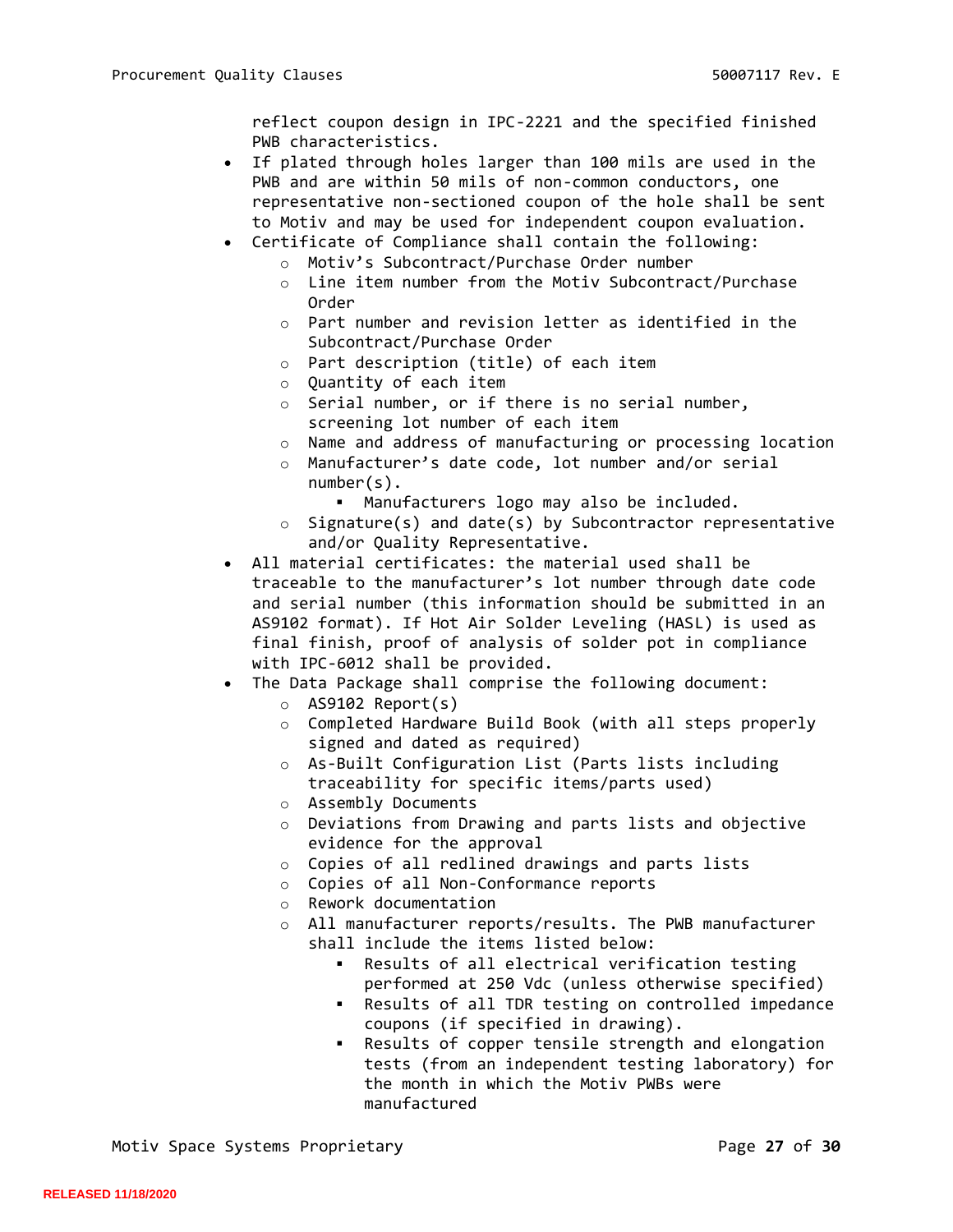reflect coupon design in IPC-2221 and the specified finished PWB characteristics.

- If plated through holes larger than 100 mils are used in the PWB and are within 50 mils of non-common conductors, one representative non-sectioned coupon of the hole shall be sent to Motiv and may be used for independent coupon evaluation.
- Certificate of Compliance shall contain the following:
  - Motiv's Subcontract/Purchase Order number
  - Line item number from the Motiv Subcontract/Purchase Order
  - Part number and revision letter as identified in the Subcontract/Purchase Order
  - Part description (title) of each item
  - Quantity of each item
  - Serial number, or if there is no serial number, screening lot number of each item
  - Name and address of manufacturing or processing location
  - Manufacturer's date code, lot number and/or serial number(s).
    - Manufacturers logo may also be included.
  - Signature(s) and date(s) by Subcontractor representative and/or Quality Representative.
- All material certificates: the material used shall be traceable to the manufacturer's lot number through date code and serial number (this information should be submitted in an AS9102 format). If Hot Air Solder Leveling (HASL) is used as final finish, proof of analysis of solder pot in compliance with IPC-6012 shall be provided.
- The Data Package shall comprise the following document:
  - AS9102 Report(s)
  - Completed Hardware Build Book (with all steps properly signed and dated as required)
  - As-Built Configuration List (Parts lists including traceability for specific items/parts used)
  - Assembly Documents
  - Deviations from Drawing and parts lists and objective evidence for the approval
  - Copies of all redlined drawings and parts lists
  - Copies of all Non-Conformance reports
  - Rework documentation
  - All manufacturer reports/results. The PWB manufacturer shall include the items listed below:
    - Results of all electrical verification testing performed at 250 Vdc (unless otherwise specified)
    - Results of all TDR testing on controlled impedance coupons (if specified in drawing).
    - Results of copper tensile strength and elongation tests (from an independent testing laboratory) for the month in which the Motiv PWBs were manufactured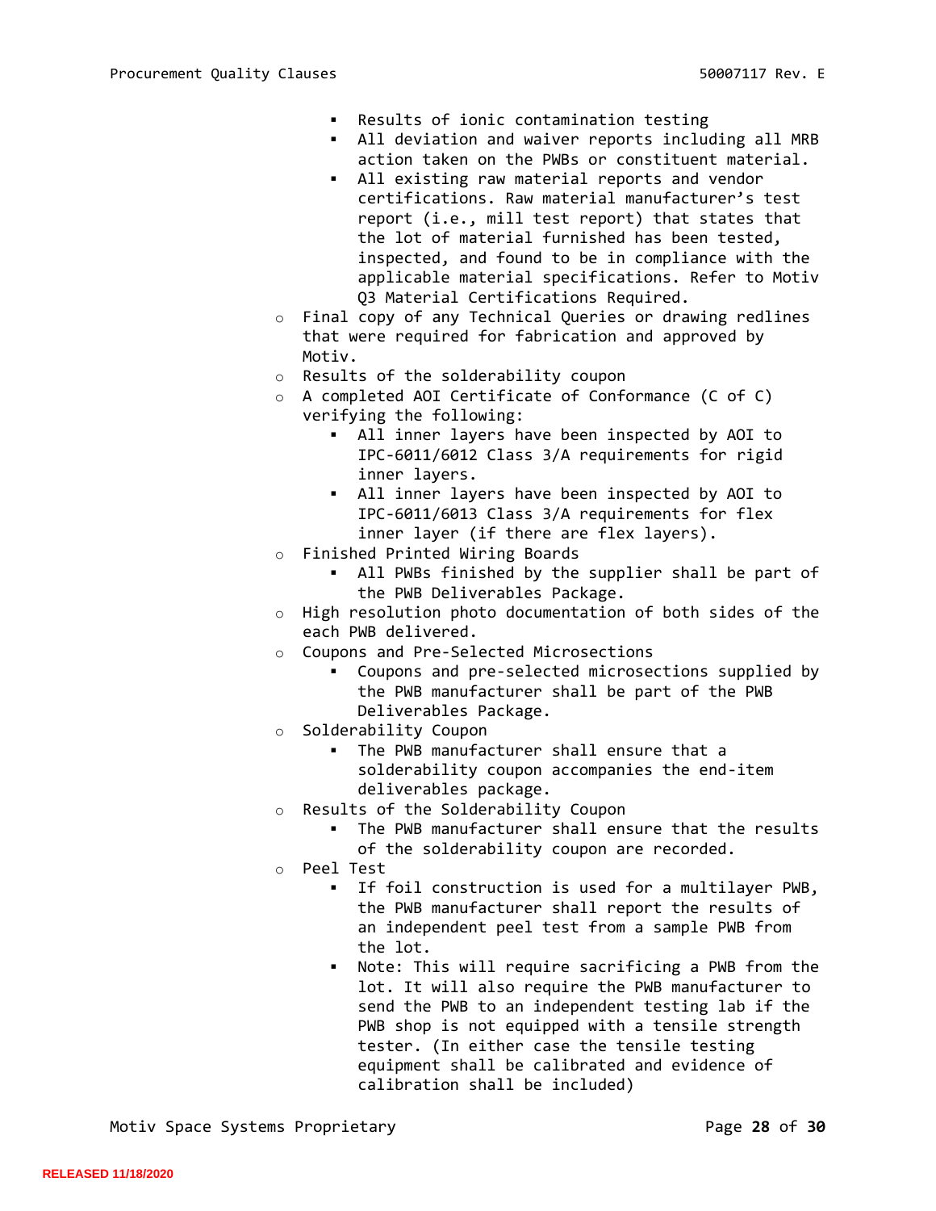- Results of ionic contamination testing
        - All deviation and waiver reports including all MRB action taken on the PWBs or constituent material.
        - All existing raw material reports and vendor certifications. Raw material manufacturer's test report (i.e., mill test report) that states that the lot of material furnished has been tested, inspected, and found to be in compliance with the applicable material specifications. Refer to Motiv Q3 Material Certifications Required.
    - Final copy of any Technical Queries or drawing redlines that were required for fabrication and approved by Motiv.
    - Results of the solderability coupon
    - A completed AOI Certificate of Conformance (C of C) verifying the following:
        - All inner layers have been inspected by AOI to IPC-6011/6012 Class 3/A requirements for rigid inner layers.
        - All inner layers have been inspected by AOI to IPC-6011/6013 Class 3/A requirements for flex inner layer (if there are flex layers).
    - Finished Printed Wiring Boards
        - All PWBs finished by the supplier shall be part of the PWB Deliverables Package.
    - High resolution photo documentation of both sides of the each PWB delivered.
    - Coupons and Pre-Selected Microsections
        - Coupons and pre-selected microsections supplied by the PWB manufacturer shall be part of the PWB Deliverables Package.
    - Solderability Coupon
        - The PWB manufacturer shall ensure that a solderability coupon accompanies the end-item deliverables package.
    - Results of the Solderability Coupon
        - The PWB manufacturer shall ensure that the results of the solderability coupon are recorded.
    - Peel Test
        - If foil construction is used for a multilayer PWB, the PWB manufacturer shall report the results of an independent peel test from a sample PWB from the lot.
        - Note: This will require sacrificing a PWB from the lot. It will also require the PWB manufacturer to send the PWB to an independent testing lab if the PWB shop is not equipped with a tensile strength tester. (In either case the tensile testing equipment shall be calibrated and evidence of calibration shall be included)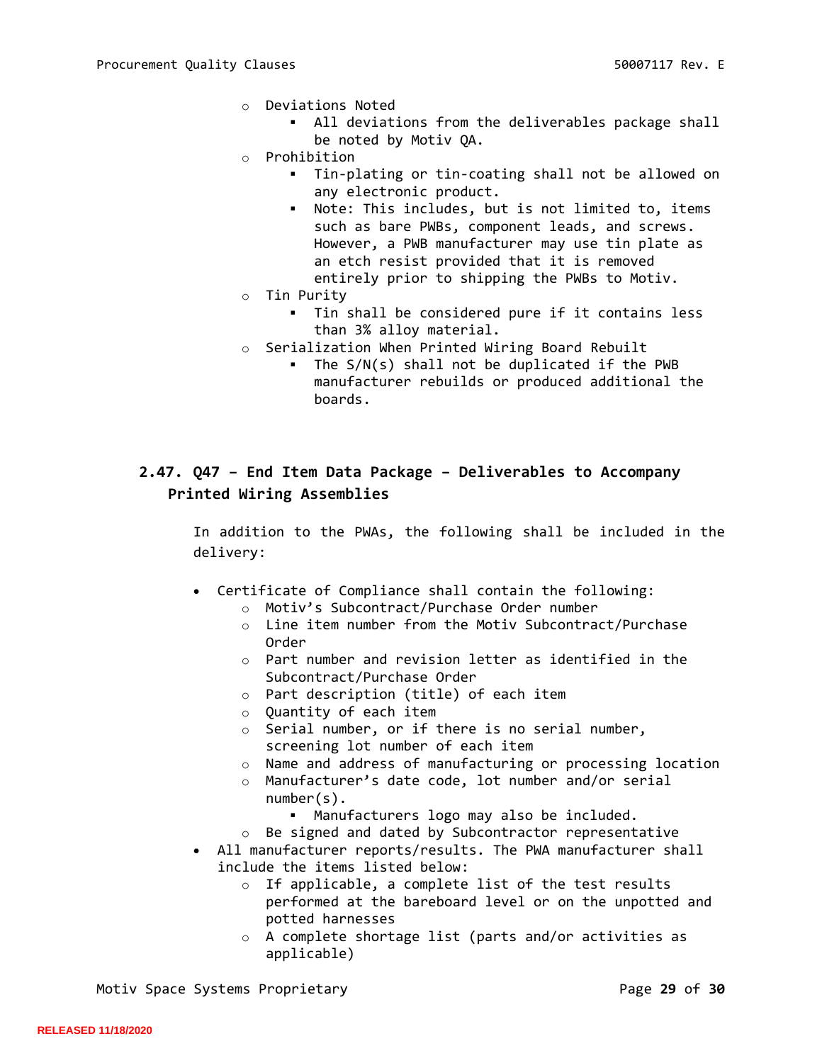- Deviations Noted
  - All deviations from the deliverables package shall be noted by Motiv QA.
- Prohibition
  - Tin-plating or tin-coating shall not be allowed on any electronic product.
  - Note: This includes, but is not limited to, items such as bare PWBs, component leads, and screws. However, a PWB manufacturer may use tin plate as an etch resist provided that it is removed entirely prior to shipping the PWBs to Motiv.
- Tin Purity
  - Tin shall be considered pure if it contains less than 3% alloy material.
- Serialization When Printed Wiring Board Rebuilt
  - The S/N(s) shall not be duplicated if the PWB manufacturer rebuilds or produced additional the boards.

## 2.47. Q47 – End Item Data Package – Deliverables to Accompany Printed Wiring Assemblies

In addition to the PWAs, the following shall be included in the delivery:

- Certificate of Compliance shall contain the following:
  - Motiv's Subcontract/Purchase Order number
  - Line item number from the Motiv Subcontract/Purchase Order
  - Part number and revision letter as identified in the Subcontract/Purchase Order
  - Part description (title) of each item
  - Quantity of each item
  - Serial number, or if there is no serial number, screening lot number of each item
  - Name and address of manufacturing or processing location
  - Manufacturer's date code, lot number and/or serial number(s).
    - Manufacturers logo may also be included.
  - Be signed and dated by Subcontractor representative
- All manufacturer reports/results. The PWA manufacturer shall include the items listed below:
  - If applicable, a complete list of the test results performed at the bareboard level or on the unpotted and potted harnesses
  - A complete shortage list (parts and/or activities as applicable)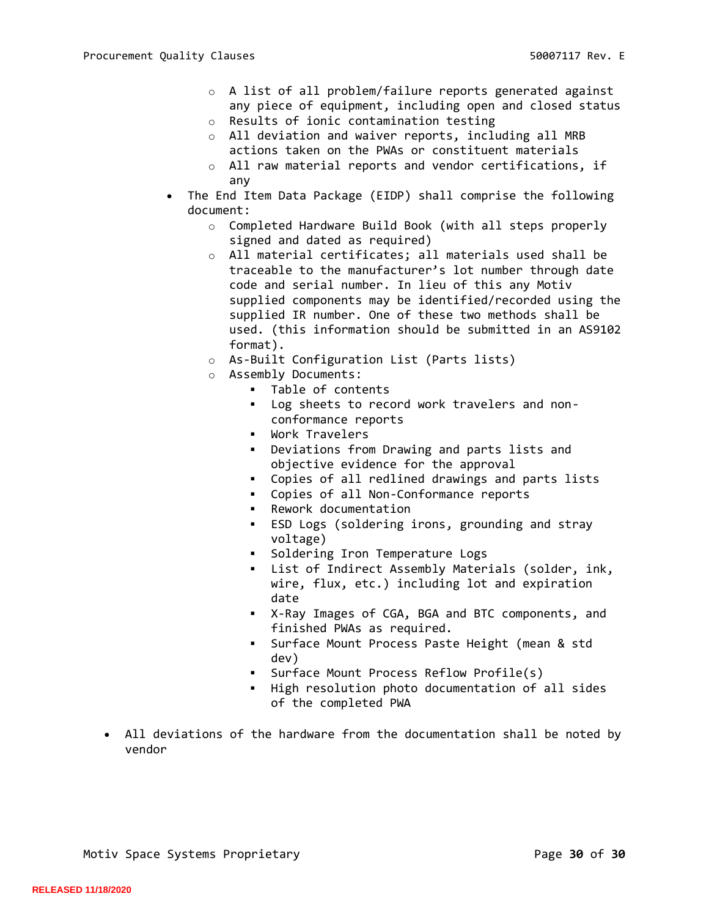- A list of all problem/failure reports generated against any piece of equipment, including open and closed status
    - Results of ionic contamination testing
    - All deviation and waiver reports, including all MRB actions taken on the PWAs or constituent materials
    - All raw material reports and vendor certifications, if any
  - The End Item Data Package (EIDP) shall comprise the following document:
    - Completed Hardware Build Book (with all steps properly signed and dated as required)
    - All material certificates; all materials used shall be traceable to the manufacturer's lot number through date code and serial number. In lieu of this any Motiv supplied components may be identified/recorded using the supplied IR number. One of these two methods shall be used. (this information should be submitted in an AS9102 format).
    - As-Built Configuration List (Parts lists)
    - Assembly Documents:
      - Table of contents
      - Log sheets to record work travelers and non-conformance reports
      - Work Travelers
      - Deviations from Drawing and parts lists and objective evidence for the approval
      - Copies of all redlined drawings and parts lists
      - Copies of all Non-Conformance reports
      - Rework documentation
      - ESD Logs (soldering irons, grounding and stray voltage)
      - Soldering Iron Temperature Logs
      - List of Indirect Assembly Materials (solder, ink, wire, flux, etc.) including lot and expiration date
      - X-Ray Images of CGA, BGA and BTC components, and finished PWAs as required.
      - Surface Mount Process Paste Height (mean & std dev)
      - Surface Mount Process Reflow Profile(s)
      - High resolution photo documentation of all sides of the completed PWA

- All deviations of the hardware from the documentation shall be noted by vendor

RELEASED 11/18/2020